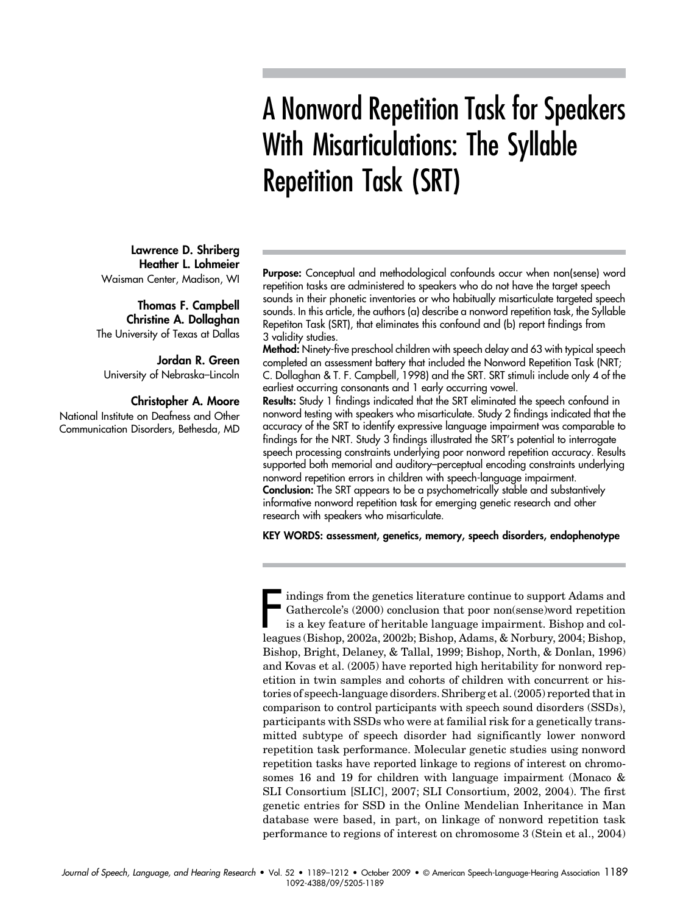# A Nonword Repetition Task for Speakers With Misarticulations: The Syllable Repetition Task (SRT)

**Lawrence D. Shriberg**
**Heather L. Lohmeier**
Waisman Center, Madison, WI

**Thomas F. Campbell**
**Christine A. Dollaghan**
The University of Texas at Dallas

**Jordan R. Green**
University of Nebraska–Lincoln

**Christopher A. Moore**
National Institute on Deafness and Other Communication Disorders, Bethesda, MD

**Purpose:** Conceptual and methodological confounds occur when non(sense) word repetition tasks are administered to speakers who do not have the target speech sounds in their phonetic inventories or who habitually misarticulate targeted speech sounds. In this article, the authors (a) describe a nonword repetition task, the Syllable Repetiton Task (SRT), that eliminates this confound and (b) report findings from 3 validity studies.

**Method:** Ninety-five preschool children with speech delay and 63 with typical speech completed an assessment battery that included the Nonword Repetition Task (NRT; C. Dollaghan & T. F. Campbell, 1998) and the SRT. SRT stimuli include only 4 of the earliest occurring consonants and 1 early occurring vowel.

**Results:** Study 1 findings indicated that the SRT eliminated the speech confound in nonword testing with speakers who misarticulate. Study 2 findings indicated that the accuracy of the SRT to identify expressive language impairment was comparable to findings for the NRT. Study 3 findings illustrated the SRT's potential to interrogate speech processing constraints underlying poor nonword repetition accuracy. Results supported both memorial and auditory–perceptual encoding constraints underlying nonword repetition errors in children with speech-language impairment.

**Conclusion:** The SRT appears to be a psychometrically stable and substantively informative nonword repetition task for emerging genetic research and other research with speakers who misarticulate.

**KEY WORDS: assessment, genetics, memory, speech disorders, endophenotype**

Findings from the genetics literature continue to support Adams and Gathercole's (2000) conclusion that poor non(sense)word repetition is a key feature of heritable language impairment. Bishop and colleagues (Bishop, 2002a, 2002b; Bishop, Adams, & Norbury, 2004; Bishop, Bishop, Bright, Delaney, & Tallal, 1999; Bishop, North, & Donlan, 1996) and Kovas et al. (2005) have reported high heritability for nonword repetition in twin samples and cohorts of children with concurrent or histories of speech-language disorders. Shriberg et al. (2005) reported that in comparison to control participants with speech sound disorders (SSDs), participants with SSDs who were at familial risk for a genetically transmitted subtype of speech disorder had significantly lower nonword repetition task performance. Molecular genetic studies using nonword repetition tasks have reported linkage to regions of interest on chromosomes 16 and 19 for children with language impairment (Monaco & SLI Consortium [SLIC], 2007; SLI Consortium, 2002, 2004). The first genetic entries for SSD in the Online Mendelian Inheritance in Man database were based, in part, on linkage of nonword repetition task performance to regions of interest on chromosome 3 (Stein et al., 2004)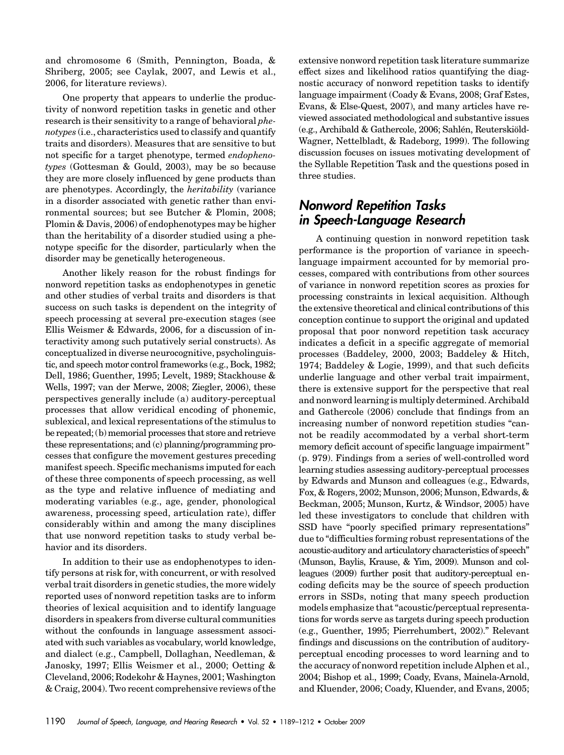and chromosome 6 (Smith, Pennington, Boada, & Shriberg, 2005; see Caylak, 2007, and Lewis et al., 2006, for literature reviews).

One property that appears to underlie the productivity of nonword repetition tasks in genetic and other research is their sensitivity to a range of behavioral *phenotypes* (i.e., characteristics used to classify and quantify traits and disorders). Measures that are sensitive to but not specific for a target phenotype, termed *endophenotypes* (Gottesman & Gould, 2003), may be so because they are more closely influenced by gene products than are phenotypes. Accordingly, the *heritability* (variance in a disorder associated with genetic rather than environmental sources; but see Butcher & Plomin, 2008; Plomin & Davis, 2006) of endophenotypes may be higher than the heritability of a disorder studied using a phenotype specific for the disorder, particularly when the disorder may be genetically heterogeneous.

Another likely reason for the robust findings for nonword repetition tasks as endophenotypes in genetic and other studies of verbal traits and disorders is that success on such tasks is dependent on the integrity of speech processing at several pre-execution stages (see Ellis Weismer & Edwards, 2006, for a discussion of interactivity among such putatively serial constructs). As conceptualized in diverse neurocognitive, psycholinguistic, and speech motor control frameworks (e.g., Bock, 1982; Dell, 1986; Guenther, 1995; Levelt, 1989; Stackhouse & Wells, 1997; van der Merwe, 2008; Ziegler, 2006), these perspectives generally include (a) auditory-perceptual processes that allow veridical encoding of phonemic, sublexical, and lexical representations of the stimulus to be repeated; (b) memorial processes that store and retrieve these representations; and (c) planning/programming processes that configure the movement gestures preceding manifest speech. Specific mechanisms imputed for each of these three components of speech processing, as well as the type and relative influence of mediating and moderating variables (e.g., age, gender, phonological awareness, processing speed, articulation rate), differ considerably within and among the many disciplines that use nonword repetition tasks to study verbal behavior and its disorders.

In addition to their use as endophenotypes to identify persons at risk for, with concurrent, or with resolved verbal trait disorders in genetic studies, the more widely reported uses of nonword repetition tasks are to inform theories of lexical acquisition and to identify language disorders in speakers from diverse cultural communities without the confounds in language assessment associated with such variables as vocabulary, world knowledge, and dialect (e.g., Campbell, Dollaghan, Needleman, & Janosky, 1997; Ellis Weismer et al., 2000; Oetting & Cleveland, 2006; Rodekohr & Haynes, 2001; Washington & Craig, 2004). Two recent comprehensive reviews of the extensive nonword repetition task literature summarize effect sizes and likelihood ratios quantifying the diagnostic accuracy of nonword repetition tasks to identify language impairment (Coady & Evans, 2008; Graf Estes, Evans, & Else-Quest, 2007), and many articles have reviewed associated methodological and substantive issues (e.g., Archibald & Gathercole, 2006; Sahlén, Reuterskiöld-Wagner, Nettelbladt, & Radeborg, 1999). The following discussion focuses on issues motivating development of the Syllable Repetition Task and the questions posed in three studies.

## Nonword Repetition Tasks in Speech-Language Research

A continuing question in nonword repetition task performance is the proportion of variance in speech-language impairment accounted for by memorial processes, compared with contributions from other sources of variance in nonword repetition scores as proxies for processing constraints in lexical acquisition. Although the extensive theoretical and clinical contributions of this conception continue to support the original and updated proposal that poor nonword repetition task accuracy indicates a deficit in a specific aggregate of memorial processes (Baddeley, 2000, 2003; Baddeley & Hitch, 1974; Baddeley & Logie, 1999), and that such deficits underlie language and other verbal trait impairment, there is extensive support for the perspective that real and nonword learning is multiply determined. Archibald and Gathercole (2006) conclude that findings from an increasing number of nonword repetition studies "cannot be readily accommodated by a verbal short-term memory deficit account of specific language impairment" (p. 979). Findings from a series of well-controlled word learning studies assessing auditory-perceptual processes by Edwards and Munson and colleagues (e.g., Edwards, Fox, & Rogers, 2002; Munson, 2006; Munson, Edwards, & Beckman, 2005; Munson, Kurtz, & Windsor, 2005) have led these investigators to conclude that children with SSD have "poorly specified primary representations" due to "difficulties forming robust representations of the acoustic-auditory and articulatory characteristics of speech" (Munson, Baylis, Krause, & Yim, 2009). Munson and colleagues (2009) further posit that auditory-perceptual encoding deficits may be the source of speech production errors in SSDs, noting that many speech production models emphasize that "acoustic/perceptual representations for words serve as targets during speech production (e.g., Guenther, 1995; Pierrehumbert, 2002)." Relevant findings and discussions on the contribution of auditory-perceptual encoding processes to word learning and to the accuracy of nonword repetition include Alphen et al., 2004; Bishop et al., 1999; Coady, Evans, Mainela-Arnold, and Kluender, 2006; Coady, Kluender, and Evans, 2005;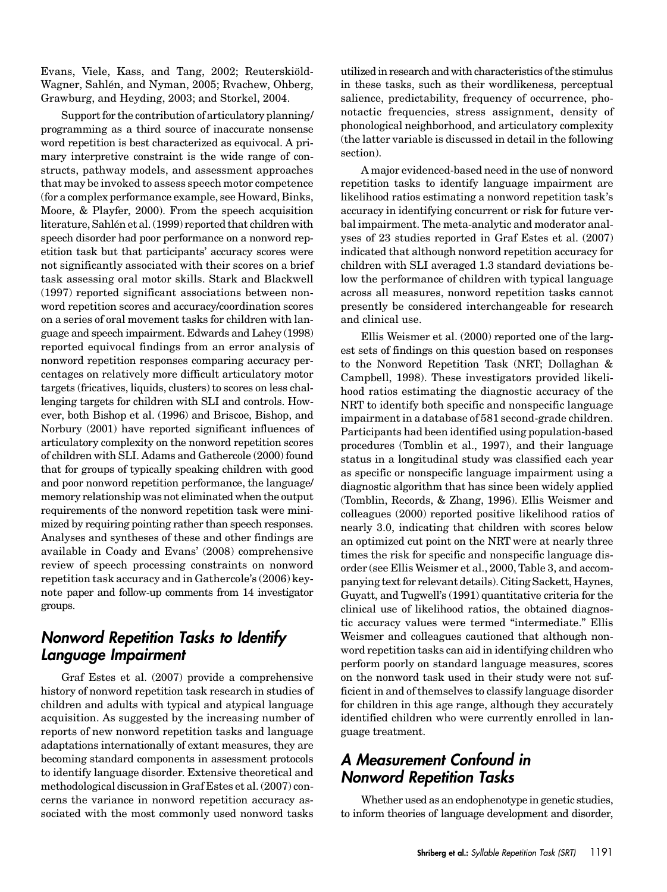Evans, Viele, Kass, and Tang, 2002; Reuterskiöld-Wagner, Sahlén, and Nyman, 2005; Rvachew, Ohberg, Grawburg, and Heyding, 2003; and Storkel, 2004.

Support for the contribution of articulatory planning/programming as a third source of inaccurate nonsense word repetition is best characterized as equivocal. A primary interpretive constraint is the wide range of constructs, pathway models, and assessment approaches that may be invoked to assess speech motor competence (for a complex performance example, see Howard, Binks, Moore, & Playfer, 2000). From the speech acquisition literature, Sahlén et al. (1999) reported that children with speech disorder had poor performance on a nonword repetition task but that participants' accuracy scores were not significantly associated with their scores on a brief task assessing oral motor skills. Stark and Blackwell (1997) reported significant associations between nonword repetition scores and accuracy/coordination scores on a series of oral movement tasks for children with language and speech impairment. Edwards and Lahey (1998) reported equivocal findings from an error analysis of nonword repetition responses comparing accuracy percentages on relatively more difficult articulatory motor targets (fricatives, liquids, clusters) to scores on less challenging targets for children with SLI and controls. However, both Bishop et al. (1996) and Briscoe, Bishop, and Norbury (2001) have reported significant influences of articulatory complexity on the nonword repetition scores of children with SLI. Adams and Gathercole (2000) found that for groups of typically speaking children with good and poor nonword repetition performance, the language/memory relationship was not eliminated when the output requirements of the nonword repetition task were minimized by requiring pointing rather than speech responses. Analyses and syntheses of these and other findings are available in Coady and Evans' (2008) comprehensive review of speech processing constraints on nonword repetition task accuracy and in Gathercole's (2006) keynote paper and follow-up comments from 14 investigator groups.

## Nonword Repetition Tasks to Identify Language Impairment

Graf Estes et al. (2007) provide a comprehensive history of nonword repetition task research in studies of children and adults with typical and atypical language acquisition. As suggested by the increasing number of reports of new nonword repetition tasks and language adaptations internationally of extant measures, they are becoming standard components in assessment protocols to identify language disorder. Extensive theoretical and methodological discussion in Graf Estes et al. (2007) concerns the variance in nonword repetition accuracy associated with the most commonly used nonword tasks utilized in research and with characteristics of the stimulus in these tasks, such as their wordlikeness, perceptual salience, predictability, frequency of occurrence, phonotactic frequencies, stress assignment, density of phonological neighborhood, and articulatory complexity (the latter variable is discussed in detail in the following section).

A major evidenced-based need in the use of nonword repetition tasks to identify language impairment are likelihood ratios estimating a nonword repetition task's accuracy in identifying concurrent or risk for future verbal impairment. The meta-analytic and moderator analyses of 23 studies reported in Graf Estes et al. (2007) indicated that although nonword repetition accuracy for children with SLI averaged 1.3 standard deviations below the performance of children with typical language across all measures, nonword repetition tasks cannot presently be considered interchangeable for research and clinical use.

Ellis Weismer et al. (2000) reported one of the largest sets of findings on this question based on responses to the Nonword Repetition Task (NRT; Dollaghan & Campbell, 1998). These investigators provided likelihood ratios estimating the diagnostic accuracy of the NRT to identify both specific and nonspecific language impairment in a database of 581 second-grade children. Participants had been identified using population-based procedures (Tomblin et al., 1997), and their language status in a longitudinal study was classified each year as specific or nonspecific language impairment using a diagnostic algorithm that has since been widely applied (Tomblin, Records, & Zhang, 1996). Ellis Weismer and colleagues (2000) reported positive likelihood ratios of nearly 3.0, indicating that children with scores below an optimized cut point on the NRT were at nearly three times the risk for specific and nonspecific language disorder (see Ellis Weismer et al., 2000, Table 3, and accompanying text for relevant details). Citing Sackett, Haynes, Guyatt, and Tugwell's (1991) quantitative criteria for the clinical use of likelihood ratios, the obtained diagnostic accuracy values were termed "intermediate." Ellis Weismer and colleagues cautioned that although nonword repetition tasks can aid in identifying children who perform poorly on standard language measures, scores on the nonword task used in their study were not sufficient in and of themselves to classify language disorder for children in this age range, although they accurately identified children who were currently enrolled in language treatment.

## A Measurement Confound in Nonword Repetition Tasks

Whether used as an endophenotype in genetic studies, to inform theories of language development and disorder,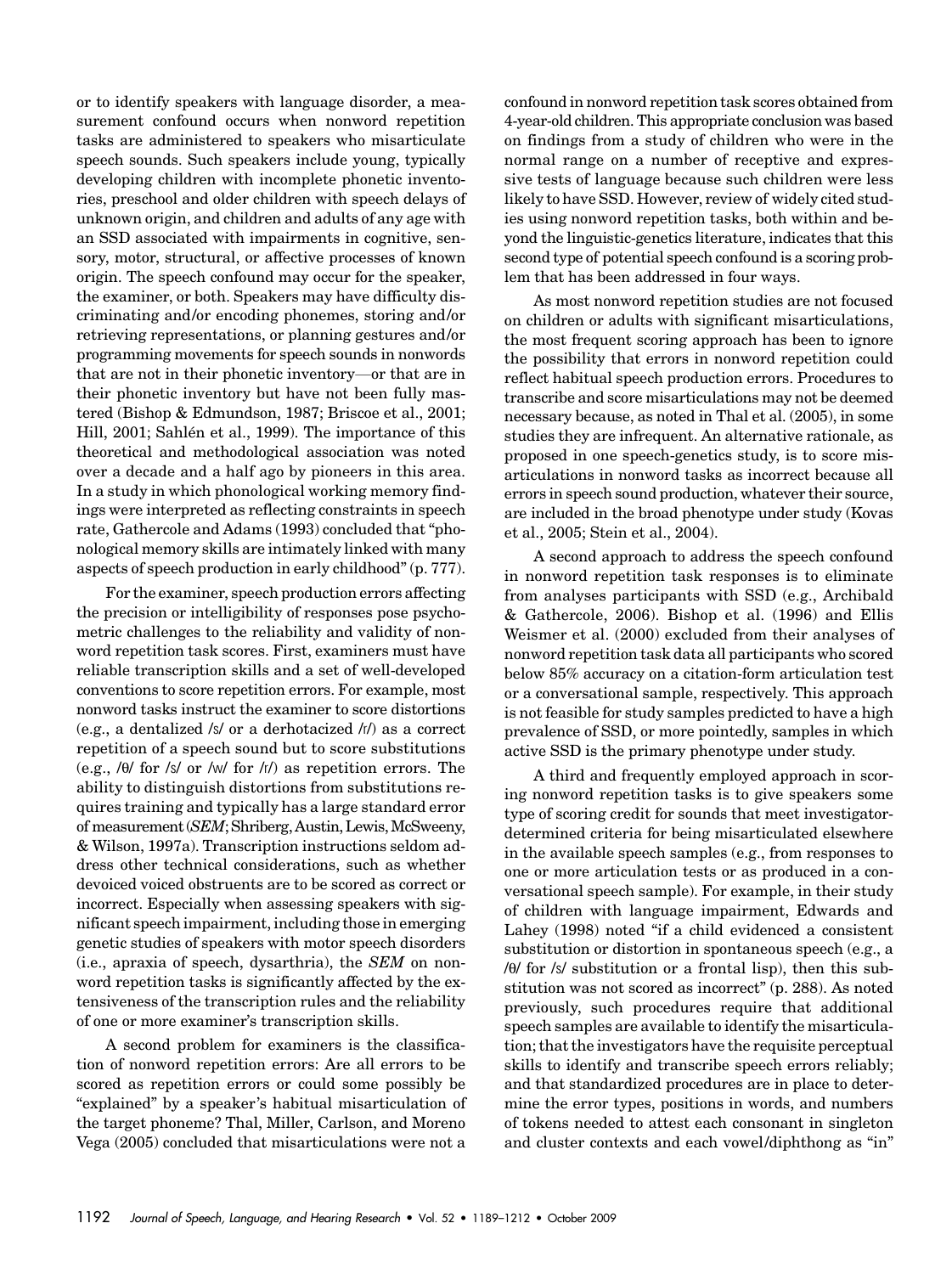or to identify speakers with language disorder, a measurement confound occurs when nonword repetition tasks are administered to speakers who misarticulate speech sounds. Such speakers include young, typically developing children with incomplete phonetic inventories, preschool and older children with speech delays of unknown origin, and children and adults of any age with an SSD associated with impairments in cognitive, sensory, motor, structural, or affective processes of known origin. The speech confound may occur for the speaker, the examiner, or both. Speakers may have difficulty discriminating and/or encoding phonemes, storing and/or retrieving representations, or planning gestures and/or programming movements for speech sounds in nonwords that are not in their phonetic inventory—or that are in their phonetic inventory but have not been fully mastered (Bishop & Edmundson, 1987; Briscoe et al., 2001; Hill, 2001; Sahlén et al., 1999). The importance of this theoretical and methodological association was noted over a decade and a half ago by pioneers in this area. In a study in which phonological working memory findings were interpreted as reflecting constraints in speech rate, Gathercole and Adams (1993) concluded that "phonological memory skills are intimately linked with many aspects of speech production in early childhood" (p. 777).

For the examiner, speech production errors affecting the precision or intelligibility of responses pose psychometric challenges to the reliability and validity of nonword repetition task scores. First, examiners must have reliable transcription skills and a set of well-developed conventions to score repetition errors. For example, most nonword tasks instruct the examiner to score distortions (e.g., a dentalized /s/ or a derhotacized /r/) as a correct repetition of a speech sound but to score substitutions (e.g., /θ/ for /s/ or /w/ for /r/) as repetition errors. The ability to distinguish distortions from substitutions requires training and typically has a large standard error of measurement (*SEM*; Shriberg, Austin, Lewis, McSweeny, & Wilson, 1997a). Transcription instructions seldom address other technical considerations, such as whether devoiced voiced obstruents are to be scored as correct or incorrect. Especially when assessing speakers with significant speech impairment, including those in emerging genetic studies of speakers with motor speech disorders (i.e., apraxia of speech, dysarthria), the *SEM* on nonword repetition tasks is significantly affected by the extensiveness of the transcription rules and the reliability of one or more examiner's transcription skills.

A second problem for examiners is the classification of nonword repetition errors: Are all errors to be scored as repetition errors or could some possibly be "explained" by a speaker's habitual misarticulation of the target phoneme? Thal, Miller, Carlson, and Moreno Vega (2005) concluded that misarticulations were not a confound in nonword repetition task scores obtained from 4-year-old children. This appropriate conclusion was based on findings from a study of children who were in the normal range on a number of receptive and expressive tests of language because such children were less likely to have SSD. However, review of widely cited studies using nonword repetition tasks, both within and beyond the linguistic-genetics literature, indicates that this second type of potential speech confound is a scoring problem that has been addressed in four ways.

As most nonword repetition studies are not focused on children or adults with significant misarticulations, the most frequent scoring approach has been to ignore the possibility that errors in nonword repetition could reflect habitual speech production errors. Procedures to transcribe and score misarticulations may not be deemed necessary because, as noted in Thal et al. (2005), in some studies they are infrequent. An alternative rationale, as proposed in one speech-genetics study, is to score misarticulations in nonword tasks as incorrect because all errors in speech sound production, whatever their source, are included in the broad phenotype under study (Kovas et al., 2005; Stein et al., 2004).

A second approach to address the speech confound in nonword repetition task responses is to eliminate from analyses participants with SSD (e.g., Archibald & Gathercole, 2006). Bishop et al. (1996) and Ellis Weismer et al. (2000) excluded from their analyses of nonword repetition task data all participants who scored below 85% accuracy on a citation-form articulation test or a conversational sample, respectively. This approach is not feasible for study samples predicted to have a high prevalence of SSD, or more pointedly, samples in which active SSD is the primary phenotype under study.

A third and frequently employed approach in scoring nonword repetition tasks is to give speakers some type of scoring credit for sounds that meet investigator-determined criteria for being misarticulated elsewhere in the available speech samples (e.g., from responses to one or more articulation tests or as produced in a conversational speech sample). For example, in their study of children with language impairment, Edwards and Lahey (1998) noted "if a child evidenced a consistent substitution or distortion in spontaneous speech (e.g., a /θ/ for /s/ substitution or a frontal lisp), then this substitution was not scored as incorrect" (p. 288). As noted previously, such procedures require that additional speech samples are available to identify the misarticulation; that the investigators have the requisite perceptual skills to identify and transcribe speech errors reliably; and that standardized procedures are in place to determine the error types, positions in words, and numbers of tokens needed to attest each consonant in singleton and cluster contexts and each vowel/diphthong as "in"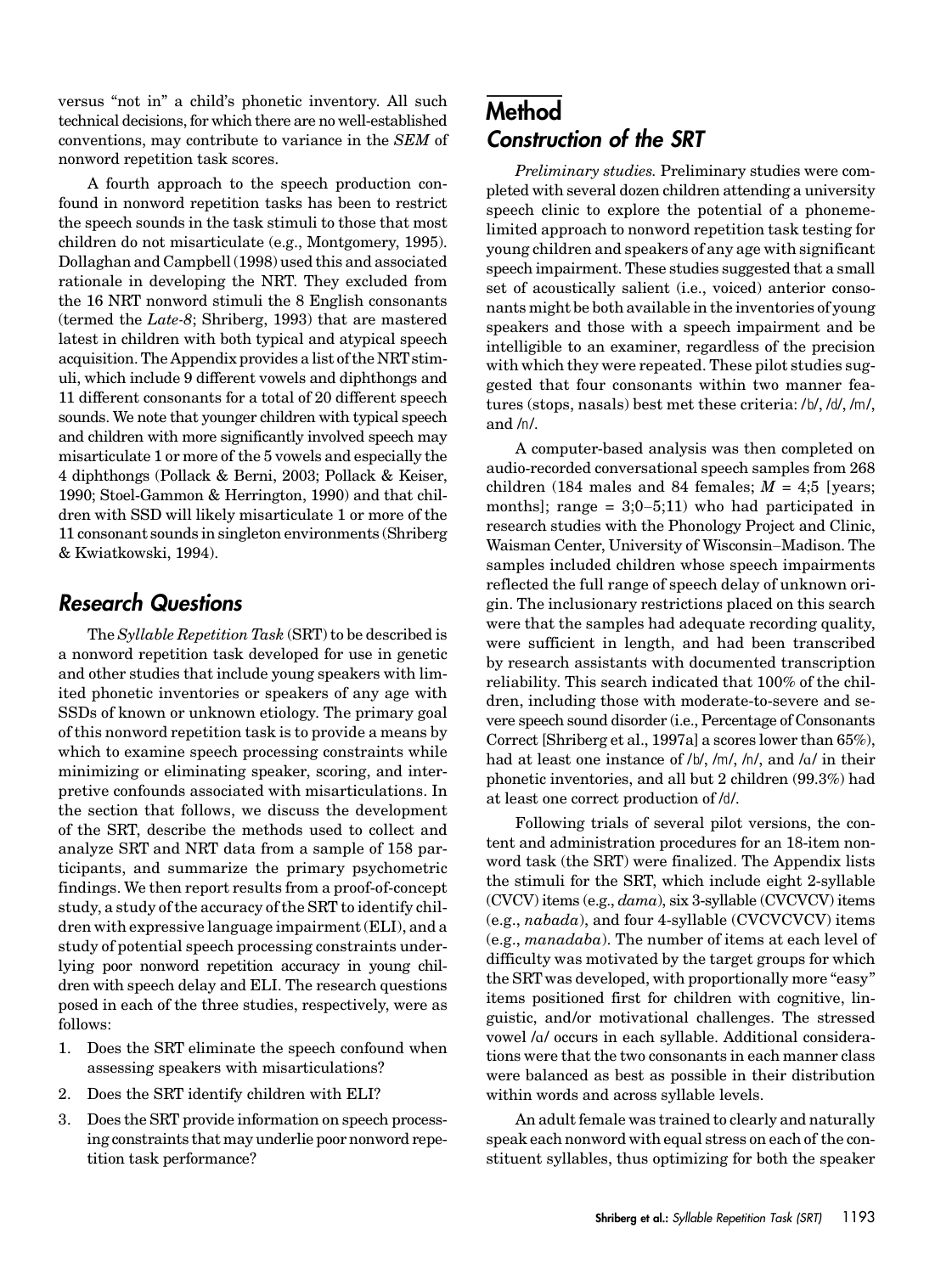versus "not in" a child's phonetic inventory. All such technical decisions, for which there are no well-established conventions, may contribute to variance in the *SEM* of nonword repetition task scores.

A fourth approach to the speech production confound in nonword repetition tasks has been to restrict the speech sounds in the task stimuli to those that most children do not misarticulate (e.g., Montgomery, 1995). Dollaghan and Campbell (1998) used this and associated rationale in developing the NRT. They excluded from the 16 NRT nonword stimuli the 8 English consonants (termed the *Late-8*; Shriberg, 1993) that are mastered latest in children with both typical and atypical speech acquisition. The Appendix provides a list of the NRT stimuli, which include 9 different vowels and diphthongs and 11 different consonants for a total of 20 different speech sounds. We note that younger children with typical speech and children with more significantly involved speech may misarticulate 1 or more of the 5 vowels and especially the 4 diphthongs (Pollack & Berni, 2003; Pollack & Keiser, 1990; Stoel-Gammon & Herrington, 1990) and that children with SSD will likely misarticulate 1 or more of the 11 consonant sounds in singleton environments (Shriberg & Kwiatkowski, 1994).

## Research Questions

The *Syllable Repetition Task* (SRT) to be described is a nonword repetition task developed for use in genetic and other studies that include young speakers with limited phonetic inventories or speakers of any age with SSDs of known or unknown etiology. The primary goal of this nonword repetition task is to provide a means by which to examine speech processing constraints while minimizing or eliminating speaker, scoring, and interpretive confounds associated with misarticulations. In the section that follows, we discuss the development of the SRT, describe the methods used to collect and analyze SRT and NRT data from a sample of 158 participants, and summarize the primary psychometric findings. We then report results from a proof-of-concept study, a study of the accuracy of the SRT to identify children with expressive language impairment (ELI), and a study of potential speech processing constraints underlying poor nonword repetition accuracy in young children with speech delay and ELI. The research questions posed in each of the three studies, respectively, were as follows:

1. Does the SRT eliminate the speech confound when assessing speakers with misarticulations?
2. Does the SRT identify children with ELI?
3. Does the SRT provide information on speech processing constraints that may underlie poor nonword repetition task performance?

# Method

## Construction of the SRT

*Preliminary studies.* Preliminary studies were completed with several dozen children attending a university speech clinic to explore the potential of a phoneme-limited approach to nonword repetition task testing for young children and speakers of any age with significant speech impairment. These studies suggested that a small set of acoustically salient (i.e., voiced) anterior consonants might be both available in the inventories of young speakers and those with a speech impairment and be intelligible to an examiner, regardless of the precision with which they were repeated. These pilot studies suggested that four consonants within two manner features (stops, nasals) best met these criteria: /b/, /d/, /m/, and /n/.

A computer-based analysis was then completed on audio-recorded conversational speech samples from 268 children (184 males and 84 females; $M$ = 4;5 [years; months]; range = 3;0–5;11) who had participated in research studies with the Phonology Project and Clinic, Waisman Center, University of Wisconsin–Madison. The samples included children whose speech impairments reflected the full range of speech delay of unknown origin. The inclusionary restrictions placed on this search were that the samples had adequate recording quality, were sufficient in length, and had been transcribed by research assistants with documented transcription reliability. This search indicated that 100% of the children, including those with moderate-to-severe and severe speech sound disorder (i.e., Percentage of Consonants Correct [Shriberg et al., 1997a] a scores lower than 65%), had at least one instance of /b/, /m/, /n/, and /ɑ/ in their phonetic inventories, and all but 2 children (99.3%) had at least one correct production of /d/.

Following trials of several pilot versions, the content and administration procedures for an 18-item nonword task (the SRT) were finalized. The Appendix lists the stimuli for the SRT, which include eight 2-syllable (CVCV) items (e.g., *dama*), six 3-syllable (CVCVCV) items (e.g., *nabada*), and four 4-syllable (CVCVCVCV) items (e.g., *manadaba*). The number of items at each level of difficulty was motivated by the target groups for which the SRT was developed, with proportionally more "easy" items positioned first for children with cognitive, linguistic, and/or motivational challenges. The stressed vowel /ɑ/ occurs in each syllable. Additional considerations were that the two consonants in each manner class were balanced as best as possible in their distribution within words and across syllable levels.

An adult female was trained to clearly and naturally speak each nonword with equal stress on each of the constituent syllables, thus optimizing for both the speaker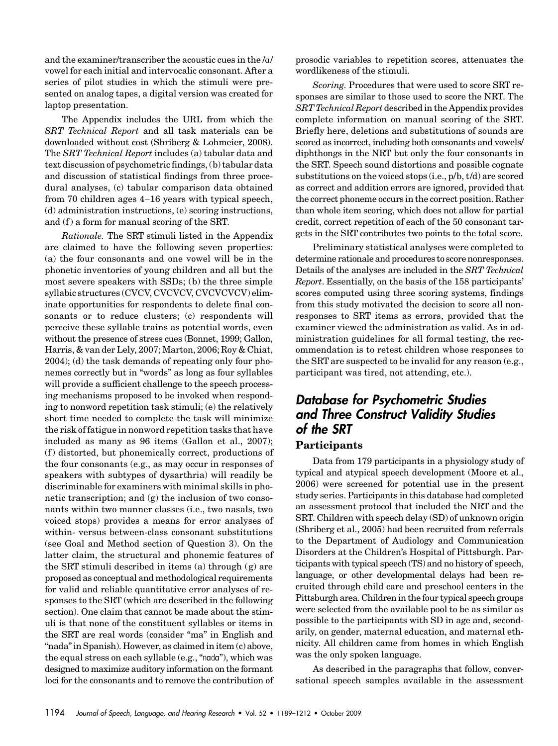and the examiner/transcriber the acoustic cues in the /ɑ/ vowel for each initial and intervocalic consonant. After a series of pilot studies in which the stimuli were presented on analog tapes, a digital version was created for laptop presentation.

The Appendix includes the URL from which the *SRT Technical Report* and all task materials can be downloaded without cost (Shriberg & Lohmeier, 2008). The *SRT Technical Report* includes (a) tabular data and text discussion of psychometric findings, (b) tabular data and discussion of statistical findings from three procedural analyses, (c) tabular comparison data obtained from 70 children ages 4–16 years with typical speech, (d) administration instructions, (e) scoring instructions, and (f) a form for manual scoring of the SRT.

*Rationale.* The SRT stimuli listed in the Appendix are claimed to have the following seven properties: (a) the four consonants and one vowel will be in the phonetic inventories of young children and all but the most severe speakers with SSDs; (b) the three simple syllabic structures (CVCV, CVCVCV, CVCVCVCV) eliminate opportunities for respondents to delete final consonants or to reduce clusters; (c) respondents will perceive these syllable trains as potential words, even without the presence of stress cues (Bonnet, 1999; Gallon, Harris, & van der Lely, 2007; Marton, 2006; Roy & Chiat, 2004); (d) the task demands of repeating only four phonemes correctly but in "words" as long as four syllables will provide a sufficient challenge to the speech processing mechanisms proposed to be invoked when responding to nonword repetition task stimuli; (e) the relatively short time needed to complete the task will minimize the risk of fatigue in nonword repetition tasks that have included as many as 96 items (Gallon et al., 2007); (f) distorted, but phonemically correct, productions of the four consonants (e.g., as may occur in responses of speakers with subtypes of dysarthria) will readily be discriminable for examiners with minimal skills in phonetic transcription; and (g) the inclusion of two consonants within two manner classes (i.e., two nasals, two voiced stops) provides a means for error analyses of within- versus between-class consonant substitutions (see Goal and Method section of Question 3). On the latter claim, the structural and phonemic features of the SRT stimuli described in items (a) through (g) are proposed as conceptual and methodological requirements for valid and reliable quantitative error analyses of responses to the SRT (which are described in the following section). One claim that cannot be made about the stimuli is that none of the constituent syllables or items in the SRT are real words (consider "ma" in English and "nada" in Spanish). However, as claimed in item (c) above, the equal stress on each syllable (e.g., "nɑdɑ"), which was designed to maximize auditory information on the formant loci for the consonants and to remove the contribution of prosodic variables to repetition scores, attenuates the wordlikeness of the stimuli.

*Scoring.* Procedures that were used to score SRT responses are similar to those used to score the NRT. The *SRT Technical Report* described in the Appendix provides complete information on manual scoring of the SRT. Briefly here, deletions and substitutions of sounds are scored as incorrect, including both consonants and vowels/diphthongs in the NRT but only the four consonants in the SRT. Speech sound distortions and possible cognate substitutions on the voiced stops (i.e., p/b, t/d) are scored as correct and addition errors are ignored, provided that the correct phoneme occurs in the correct position. Rather than whole item scoring, which does not allow for partial credit, correct repetition of each of the 50 consonant targets in the SRT contributes two points to the total score.

Preliminary statistical analyses were completed to determine rationale and procedures to score nonresponses. Details of the analyses are included in the *SRT Technical Report*. Essentially, on the basis of the 158 participants' scores computed using three scoring systems, findings from this study motivated the decision to score all nonresponses to SRT items as errors, provided that the examiner viewed the administration as valid. As in administration guidelines for all formal testing, the recommendation is to retest children whose responses to the SRT are suspected to be invalid for any reason (e.g., participant was tired, not attending, etc.).

## Database for Psychometric Studies and Three Construct Validity Studies of the SRT

### Participants

Data from 179 participants in a physiology study of typical and atypical speech development (Moore et al., 2006) were screened for potential use in the present study series. Participants in this database had completed an assessment protocol that included the NRT and the SRT. Children with speech delay (SD) of unknown origin (Shriberg et al., 2005) had been recruited from referrals to the Department of Audiology and Communication Disorders at the Children's Hospital of Pittsburgh. Participants with typical speech (TS) and no history of speech, language, or other developmental delays had been recruited through child care and preschool centers in the Pittsburgh area. Children in the four typical speech groups were selected from the available pool to be as similar as possible to the participants with SD in age and, secondarily, on gender, maternal education, and maternal ethnicity. All children came from homes in which English was the only spoken language.

As described in the paragraphs that follow, conversational speech samples available in the assessment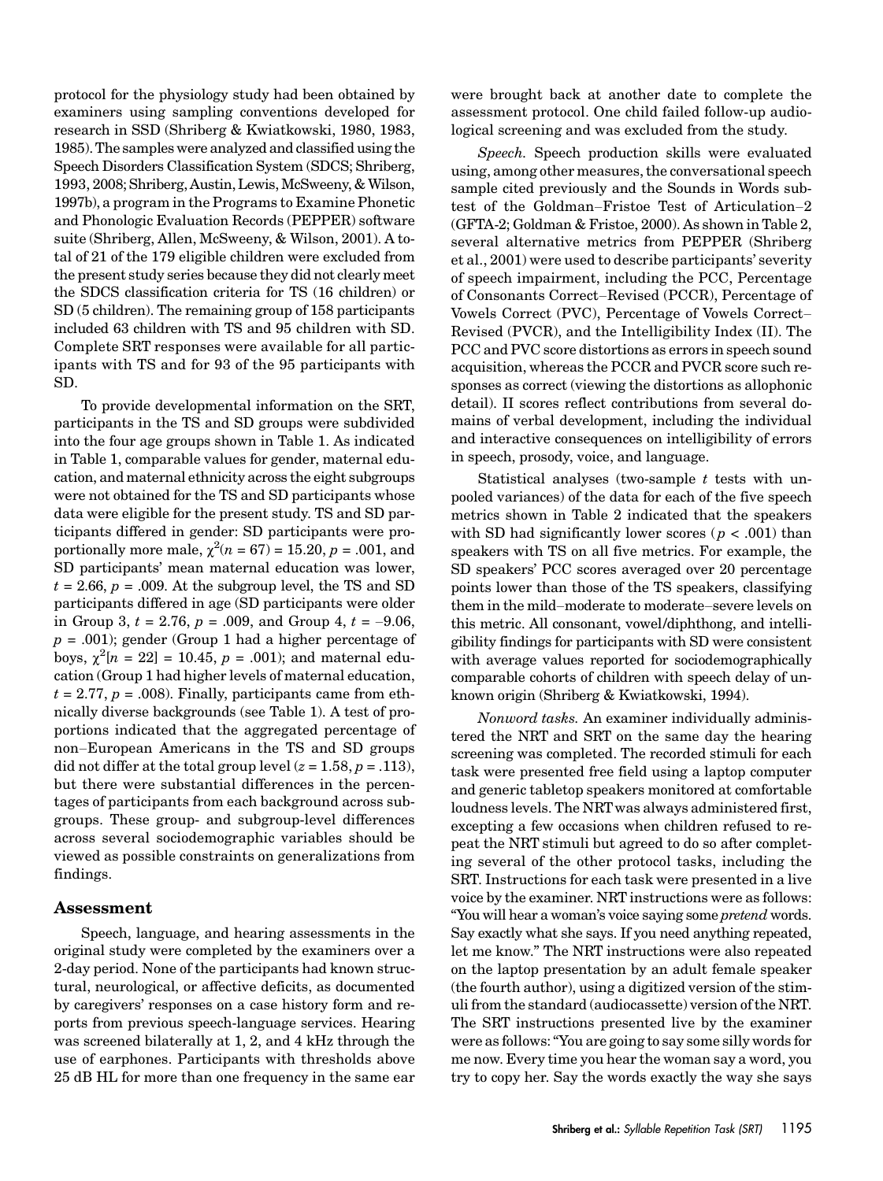protocol for the physiology study had been obtained by examiners using sampling conventions developed for research in SSD (Shriberg & Kwiatkowski, 1980, 1983, 1985). The samples were analyzed and classified using the Speech Disorders Classification System (SDCS; Shriberg, 1993, 2008; Shriberg, Austin, Lewis, McSweeny, & Wilson, 1997b), a program in the Programs to Examine Phonetic and Phonologic Evaluation Records (PEPPER) software suite (Shriberg, Allen, McSweeny, & Wilson, 2001). A total of 21 of the 179 eligible children were excluded from the present study series because they did not clearly meet the SDCS classification criteria for TS (16 children) or SD (5 children). The remaining group of 158 participants included 63 children with TS and 95 children with SD. Complete SRT responses were available for all participants with TS and for 93 of the 95 participants with SD.

To provide developmental information on the SRT, participants in the TS and SD groups were subdivided into the four age groups shown in Table 1. As indicated in Table 1, comparable values for gender, maternal education, and maternal ethnicity across the eight subgroups were not obtained for the TS and SD participants whose data were eligible for the present study. TS and SD participants differed in gender: SD participants were proportionally more male, $\chi^2(n = 67) = 15.20$, $p = .001$, and SD participants' mean maternal education was lower, $t = 2.66$, $p = .009$. At the subgroup level, the TS and SD participants differed in age (SD participants were older in Group 3, $t = 2.76$, $p = .009$, and Group 4, $t = -9.06$, $p = .001$); gender (Group 1 had a higher percentage of boys, $\chi^2[n = 22] = 10.45$, $p = .001$); and maternal education (Group 1 had higher levels of maternal education, $t = 2.77$, $p = .008$). Finally, participants came from ethnically diverse backgrounds (see Table 1). A test of proportions indicated that the aggregated percentage of non–European Americans in the TS and SD groups did not differ at the total group level ($z = 1.58$, $p = .113$), but there were substantial differences in the percentages of participants from each background across subgroups. These group- and subgroup-level differences across several sociodemographic variables should be viewed as possible constraints on generalizations from findings.

## Assessment

Speech, language, and hearing assessments in the original study were completed by the examiners over a 2-day period. None of the participants had known structural, neurological, or affective deficits, as documented by caregivers' responses on a case history form and reports from previous speech-language services. Hearing was screened bilaterally at 1, 2, and 4 kHz through the use of earphones. Participants with thresholds above 25 dB HL for more than one frequency in the same ear were brought back at another date to complete the assessment protocol. One child failed follow-up audiological screening and was excluded from the study.

*Speech.* Speech production skills were evaluated using, among other measures, the conversational speech sample cited previously and the Sounds in Words subtest of the Goldman–Fristoe Test of Articulation–2 (GFTA-2; Goldman & Fristoe, 2000). As shown in Table 2, several alternative metrics from PEPPER (Shriberg et al., 2001) were used to describe participants' severity of speech impairment, including the PCC, Percentage of Consonants Correct–Revised (PCCR), Percentage of Vowels Correct (PVC), Percentage of Vowels Correct–Revised (PVCR), and the Intelligibility Index (II). The PCC and PVC score distortions as errors in speech sound acquisition, whereas the PCCR and PVCR score such responses as correct (viewing the distortions as allophonic detail). II scores reflect contributions from several domains of verbal development, including the individual and interactive consequences on intelligibility of errors in speech, prosody, voice, and language.

Statistical analyses (two-sample *t* tests with unpooled variances) of the data for each of the five speech metrics shown in Table 2 indicated that the speakers with SD had significantly lower scores ($p < .001$) than speakers with TS on all five metrics. For example, the SD speakers' PCC scores averaged over 20 percentage points lower than those of the TS speakers, classifying them in the mild–moderate to moderate–severe levels on this metric. All consonant, vowel/diphthong, and intelligibility findings for participants with SD were consistent with average values reported for sociodemographically comparable cohorts of children with speech delay of unknown origin (Shriberg & Kwiatkowski, 1994).

*Nonword tasks.* An examiner individually administered the NRT and SRT on the same day the hearing screening was completed. The recorded stimuli for each task were presented free field using a laptop computer and generic tabletop speakers monitored at comfortable loudness levels. The NRT was always administered first, excepting a few occasions when children refused to repeat the NRT stimuli but agreed to do so after completing several of the other protocol tasks, including the SRT. Instructions for each task were presented in a live voice by the examiner. NRT instructions were as follows: "You will hear a woman's voice saying some *pretend* words. Say exactly what she says. If you need anything repeated, let me know." The NRT instructions were also repeated on the laptop presentation by an adult female speaker (the fourth author), using a digitized version of the stimuli from the standard (audiocassette) version of the NRT. The SRT instructions presented live by the examiner were as follows: "You are going to say some silly words for me now. Every time you hear the woman say a word, you try to copy her. Say the words exactly the way she says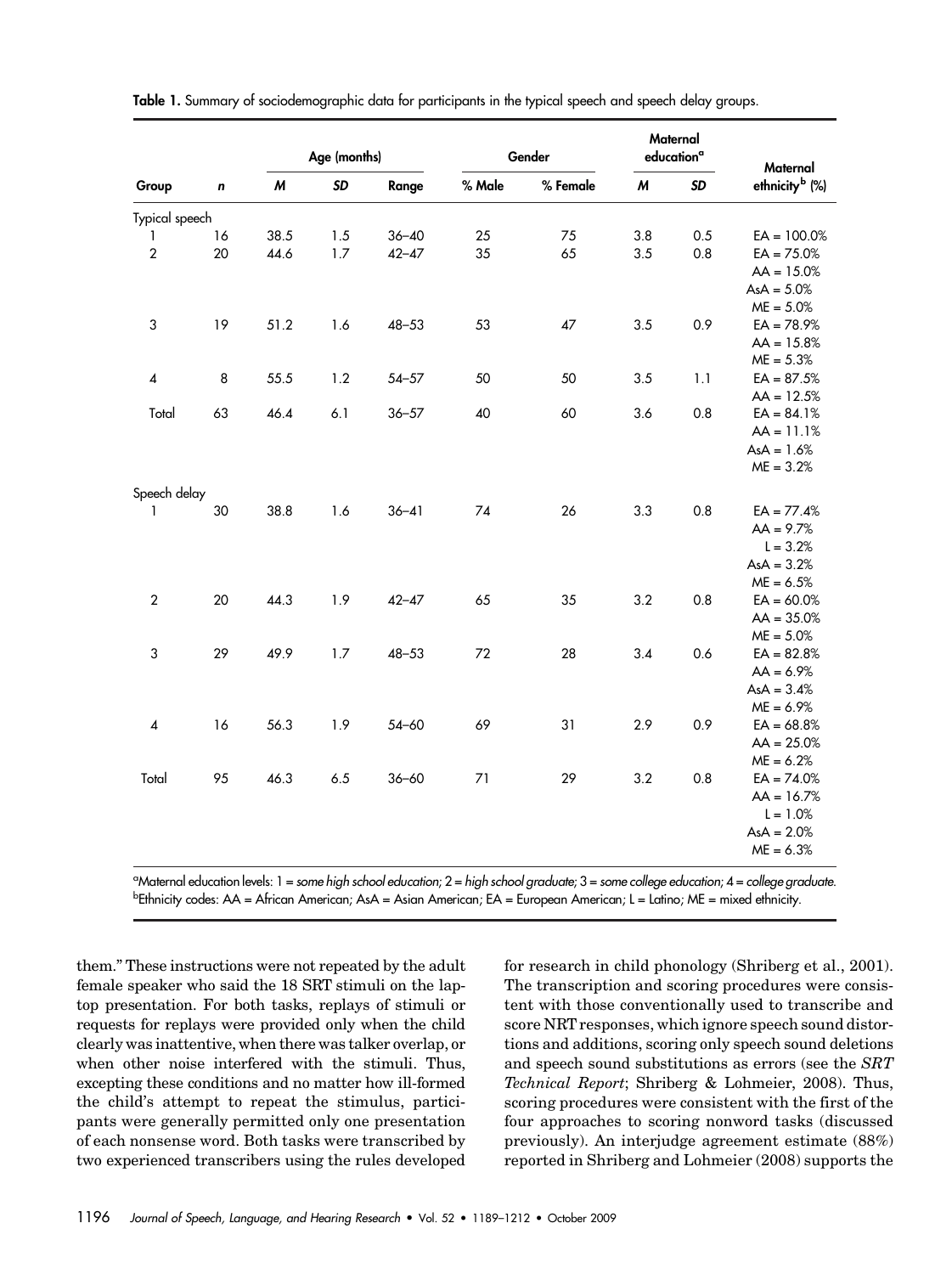**Table 1.** Summary of sociodemographic data for participants in the typical speech and speech delay groups.

| | | Age (months) | | | Gender | | Maternal education[a] | | Maternal ethnicity[b] (%) |
|---|---|---|---|---|---|---|---|---|---|
| Group | *n* | *M* | *SD* | Range | % Male | % Female | *M* | *SD* | |
| Typical speech | | | | | | | | | |
| 1 | 16 | 38.5 | 1.5 | 36–40 | 25 | 75 | 3.8 | 0.5 | EA = 100.0% |
| 2 | 20 | 44.6 | 1.7 | 42–47 | 35 | 65 | 3.5 | 0.8 | EA = 75.0%<br>AA = 15.0%<br>AsA = 5.0%<br>ME = 5.0% |
| 3 | 19 | 51.2 | 1.6 | 48–53 | 53 | 47 | 3.5 | 0.9 | EA = 78.9%<br>AA = 15.8%<br>ME = 5.3% |
| 4 | 8 | 55.5 | 1.2 | 54–57 | 50 | 50 | 3.5 | 1.1 | EA = 87.5%<br>AA = 12.5% |
| Total | 63 | 46.4 | 6.1 | 36–57 | 40 | 60 | 3.6 | 0.8 | EA = 84.1%<br>AA = 11.1%<br>AsA = 1.6%<br>ME = 3.2% |
| Speech delay | | | | | | | | | |
| 1 | 30 | 38.8 | 1.6 | 36–41 | 74 | 26 | 3.3 | 0.8 | EA = 77.4%<br>AA = 9.7%<br>L = 3.2%<br>AsA = 3.2%<br>ME = 6.5% |
| 2 | 20 | 44.3 | 1.9 | 42–47 | 65 | 35 | 3.2 | 0.8 | EA = 60.0%<br>AA = 35.0%<br>ME = 5.0% |
| 3 | 29 | 49.9 | 1.7 | 48–53 | 72 | 28 | 3.4 | 0.6 | EA = 82.8%<br>AA = 6.9%<br>AsA = 3.4%<br>ME = 6.9% |
| 4 | 16 | 56.3 | 1.9 | 54–60 | 69 | 31 | 2.9 | 0.9 | EA = 68.8%<br>AA = 25.0%<br>ME = 6.2% |
| Total | 95 | 46.3 | 6.5 | 36–60 | 71 | 29 | 3.2 | 0.8 | EA = 74.0%<br>AA = 16.7%<br>L = 1.0%<br>AsA = 2.0%<br>ME = 6.3% |

[a]Maternal education levels: 1 = *some high school education*; 2 = *high school graduate*; 3 = *some college education*; 4 = *college graduate*.
[b]Ethnicity codes: AA = African American; AsA = Asian American; EA = European American; L = Latino; ME = mixed ethnicity.

them." These instructions were not repeated by the adult female speaker who said the 18 SRT stimuli on the laptop presentation. For both tasks, replays of stimuli or requests for replays were provided only when the child clearly was inattentive, when there was talker overlap, or when other noise interfered with the stimuli. Thus, excepting these conditions and no matter how ill-formed the child's attempt to repeat the stimulus, participants were generally permitted only one presentation of each nonsense word. Both tasks were transcribed by two experienced transcribers using the rules developed for research in child phonology (Shriberg et al., 2001). The transcription and scoring procedures were consistent with those conventionally used to transcribe and score NRT responses, which ignore speech sound distortions and additions, scoring only speech sound deletions and speech sound substitutions as errors (see the *SRT Technical Report*; Shriberg & Lohmeier, 2008). Thus, scoring procedures were consistent with the first of the four approaches to scoring nonword tasks (discussed previously). An interjudge agreement estimate (88%) reported in Shriberg and Lohmeier (2008) supports the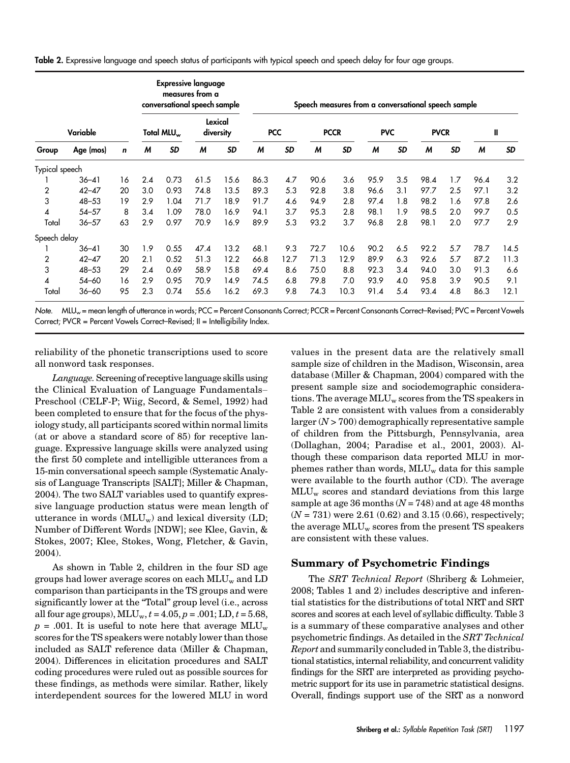**Table 2.** Expressive language and speech status of participants with typical speech and speech delay for four age groups.

| Variable | | | Expressive language measures from a conversational speech sample | | | | Speech measures from a conversational speech sample | | | | | | | | | |
|---|---|---|---|---|---|---|---|---|---|---|---|---|---|---|---|---|
| | | | Total $MLU_w$ | | Lexical diversity | | PCC | | PCCR | | PVC | | PVCR | | II | |
| Group | Age (mos) | *n* | *M* | *SD* | *M* | *SD* | *M* | *SD* | *M* | *SD* | *M* | *SD* | *M* | *SD* | *M* | *SD* |
| Typical speech | | | | | | | | | | | | | | | | |
| 1 | 36–41 | 16 | 2.4 | 0.73 | 61.5 | 15.6 | 86.3 | 4.7 | 90.6 | 3.6 | 95.9 | 3.5 | 98.4 | 1.7 | 96.4 | 3.2 |
| 2 | 42–47 | 20 | 3.0 | 0.93 | 74.8 | 13.5 | 89.3 | 5.3 | 92.8 | 3.8 | 96.6 | 3.1 | 97.7 | 2.5 | 97.1 | 3.2 |
| 3 | 48–53 | 19 | 2.9 | 1.04 | 71.7 | 18.9 | 91.7 | 4.6 | 94.9 | 2.8 | 97.4 | 1.8 | 98.2 | 1.6 | 97.8 | 2.6 |
| 4 | 54–57 | 8 | 3.4 | 1.09 | 78.0 | 16.9 | 94.1 | 3.7 | 95.3 | 2.8 | 98.1 | 1.9 | 98.5 | 2.0 | 99.7 | 0.5 |
| Total | 36–57 | 63 | 2.9 | 0.97 | 70.9 | 16.9 | 89.9 | 5.3 | 93.2 | 3.7 | 96.8 | 2.8 | 98.1 | 2.0 | 97.7 | 2.9 |
| Speech delay | | | | | | | | | | | | | | | | |
| 1 | 36–41 | 30 | 1.9 | 0.55 | 47.4 | 13.2 | 68.1 | 9.3 | 72.7 | 10.6 | 90.2 | 6.5 | 92.2 | 5.7 | 78.7 | 14.5 |
| 2 | 42–47 | 20 | 2.1 | 0.52 | 51.3 | 12.2 | 66.8 | 12.7 | 71.3 | 12.9 | 89.9 | 6.3 | 92.6 | 5.7 | 87.2 | 11.3 |
| 3 | 48–53 | 29 | 2.4 | 0.69 | 58.9 | 15.8 | 69.4 | 8.6 | 75.0 | 8.8 | 92.3 | 3.4 | 94.0 | 3.0 | 91.3 | 6.6 |
| 4 | 54–60 | 16 | 2.9 | 0.95 | 70.9 | 14.9 | 74.5 | 6.8 | 79.8 | 7.0 | 93.9 | 4.0 | 95.8 | 3.9 | 90.5 | 9.1 |
| Total | 36–60 | 95 | 2.3 | 0.74 | 55.6 | 16.2 | 69.3 | 9.8 | 74.3 | 10.3 | 91.4 | 5.4 | 93.4 | 4.8 | 86.3 | 12.1 |

*Note.* $MLU_w$ = mean length of utterance in words; PCC = Percent Consonants Correct; PCCR = Percent Consonants Correct–Revised; PVC = Percent Vowels Correct; PVCR = Percent Vowels Correct–Revised; II = Intelligibility Index.

reliability of the phonetic transcriptions used to score all nonword task responses.

*Language.* Screening of receptive language skills using the Clinical Evaluation of Language Fundamentals–Preschool (CELF-P; Wiig, Secord, & Semel, 1992) had been completed to ensure that for the focus of the physiology study, all participants scored within normal limits (at or above a standard score of 85) for receptive language. Expressive language skills were analyzed using the first 50 complete and intelligible utterances from a 15-min conversational speech sample (Systematic Analysis of Language Transcripts [SALT]; Miller & Chapman, 2004). The two SALT variables used to quantify expressive language production status were mean length of utterance in words ($MLU_w$) and lexical diversity (LD; Number of Different Words [NDW]; see Klee, Gavin, & Stokes, 2007; Klee, Stokes, Wong, Fletcher, & Gavin, 2004).

As shown in Table 2, children in the four SD age groups had lower average scores on each $MLU_w$ and LD comparison than participants in the TS groups and were significantly lower at the "Total" group level (i.e., across all four age groups), $MLU_w$, $t = 4.05$, $p = .001$; LD, $t = 5.68$, $p = .001$. It is useful to note here that average $MLU_w$ scores for the TS speakers were notably lower than those included as SALT reference data (Miller & Chapman, 2004). Differences in elicitation procedures and SALT coding procedures were ruled out as possible sources for these findings, as methods were similar. Rather, likely interdependent sources for the lowered MLU in word values in the present data are the relatively small sample size of children in the Madison, Wisconsin, area database (Miller & Chapman, 2004) compared with the present sample size and sociodemographic considerations. The average $MLU_w$ scores from the TS speakers in Table 2 are consistent with values from a considerably larger ($N > 700$) demographically representative sample of children from the Pittsburgh, Pennsylvania, area (Dollaghan, 2004; Paradise et al., 2001, 2003). Although these comparison data reported MLU in morphemes rather than words, $MLU_w$ data for this sample were available to the fourth author (CD). The average $MLU_w$ scores and standard deviations from this large sample at age 36 months ($N = 748$) and at age 48 months ($N = 731$) were 2.61 (0.62) and 3.15 (0.66), respectively; the average $MLU_w$ scores from the present TS speakers are consistent with these values.

## Summary of Psychometric Findings

The *SRT Technical Report* (Shriberg & Lohmeier, 2008; Tables 1 and 2) includes descriptive and inferential statistics for the distributions of total NRT and SRT scores and scores at each level of syllabic difficulty. Table 3 is a summary of these comparative analyses and other psychometric findings. As detailed in the *SRT Technical Report* and summarily concluded in Table 3, the distributional statistics, internal reliability, and concurrent validity findings for the SRT are interpreted as providing psychometric support for its use in parametric statistical designs. Overall, findings support use of the SRT as a nonword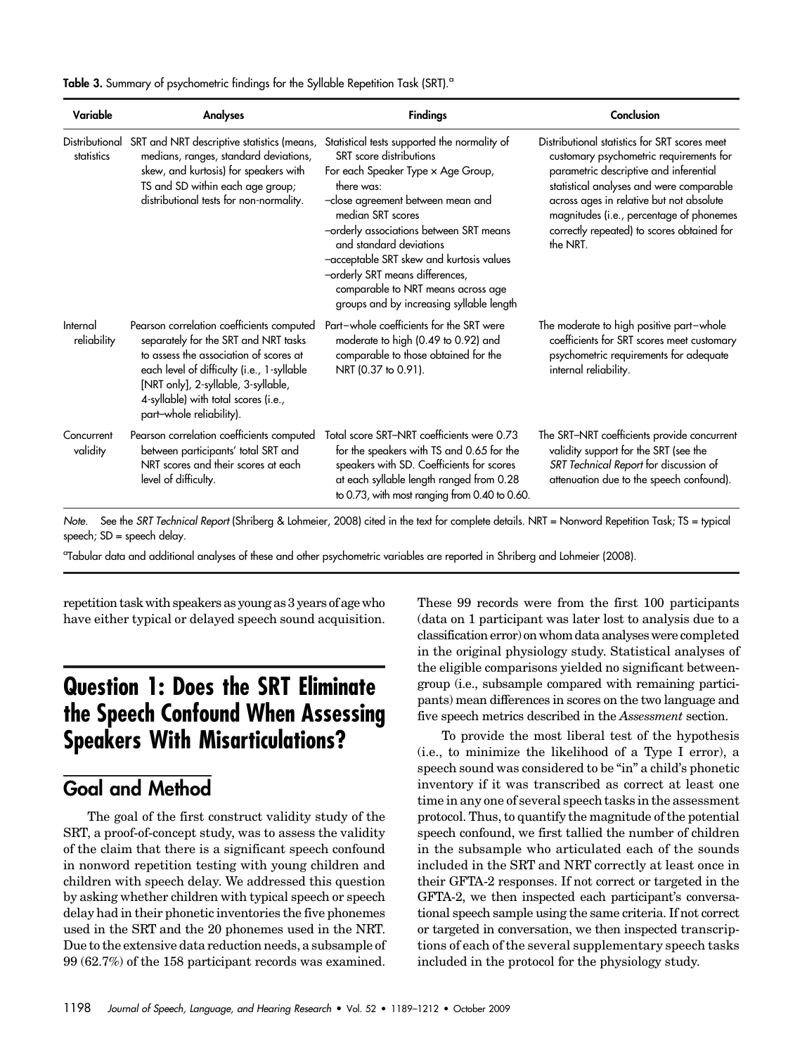**Table 3.** Summary of psychometric findings for the Syllable Repetition Task (SRT).[a]

| Variable | Analyses | Findings | Conclusion |
|---|---|---|---|
| Distributional statistics | SRT and NRT descriptive statistics (means, medians, ranges, standard deviations, skew, and kurtosis) for speakers with TS and SD within each age group; distributional tests for non-normality. | Statistical tests supported the normality of SRT score distributions<br>For each Speaker Type × Age Group, there was:<br>–close agreement between mean and median SRT scores<br>–orderly associations between SRT means and standard deviations<br>–acceptable SRT skew and kurtosis values<br>–orderly SRT means differences, comparable to NRT means across age groups and by increasing syllable length | Distributional statistics for SRT scores meet customary psychometric requirements for parametric descriptive and inferential statistical analyses and were comparable across ages in relative but not absolute magnitudes (i.e., percentage of phonemes correctly repeated) to scores obtained for the NRT. |
| Internal reliability | Pearson correlation coefficients computed separately for the SRT and NRT tasks to assess the association of scores at each level of difficulty (i.e., 1-syllable [NRT only], 2-syllable, 3-syllable, 4-syllable) with total scores (i.e., part–whole reliability). | Part–whole coefficients for the SRT were moderate to high (0.49 to 0.92) and comparable to those obtained for the NRT (0.37 to 0.91). | The moderate to high positive part–whole coefficients for SRT scores meet customary psychometric requirements for adequate internal reliability. |
| Concurrent validity | Pearson correlation coefficients computed between participants' total SRT and NRT scores and their scores at each level of difficulty. | Total score SRT–NRT coefficients were 0.73 for the speakers with TS and 0.65 for the speakers with SD. Coefficients for scores at each syllable length ranged from 0.28 to 0.73, with most ranging from 0.40 to 0.60. | The SRT–NRT coefficients provide concurrent validity support for the SRT (see the *SRT Technical Report* for discussion of attenuation due to the speech confound). |

*Note.* See the *SRT Technical Report* (Shriberg & Lohmeier, 2008) cited in the text for complete details. NRT = Nonword Repetition Task; TS = typical speech; SD = speech delay.

[a]Tabular data and additional analyses of these and other psychometric variables are reported in Shriberg and Lohmeier (2008).

repetition task with speakers as young as 3 years of age who have either typical or delayed speech sound acquisition.

# Question 1: Does the SRT Eliminate the Speech Confound When Assessing Speakers With Misarticulations?

## Goal and Method

The goal of the first construct validity study of the SRT, a proof-of-concept study, was to assess the validity of the claim that there is a significant speech confound in nonword repetition testing with young children and children with speech delay. We addressed this question by asking whether children with typical speech or speech delay had in their phonetic inventories the five phonemes used in the SRT and the 20 phonemes used in the NRT. Due to the extensive data reduction needs, a subsample of 99 (62.7%) of the 158 participant records was examined. These 99 records were from the first 100 participants (data on 1 participant was later lost to analysis due to a classification error) on whom data analyses were completed in the original physiology study. Statistical analyses of the eligible comparisons yielded no significant between-group (i.e., subsample compared with remaining participants) mean differences in scores on the two language and five speech metrics described in the *Assessment* section.

To provide the most liberal test of the hypothesis (i.e., to minimize the likelihood of a Type I error), a speech sound was considered to be "in" a child's phonetic inventory if it was transcribed as correct at least one time in any one of several speech tasks in the assessment protocol. Thus, to quantify the magnitude of the potential speech confound, we first tallied the number of children in the subsample who articulated each of the sounds included in the SRT and NRT correctly at least once in their GFTA-2 responses. If not correct or targeted in the GFTA-2, we then inspected each participant's conversational speech sample using the same criteria. If not correct or targeted in conversation, we then inspected transcriptions of each of the several supplementary speech tasks included in the protocol for the physiology study.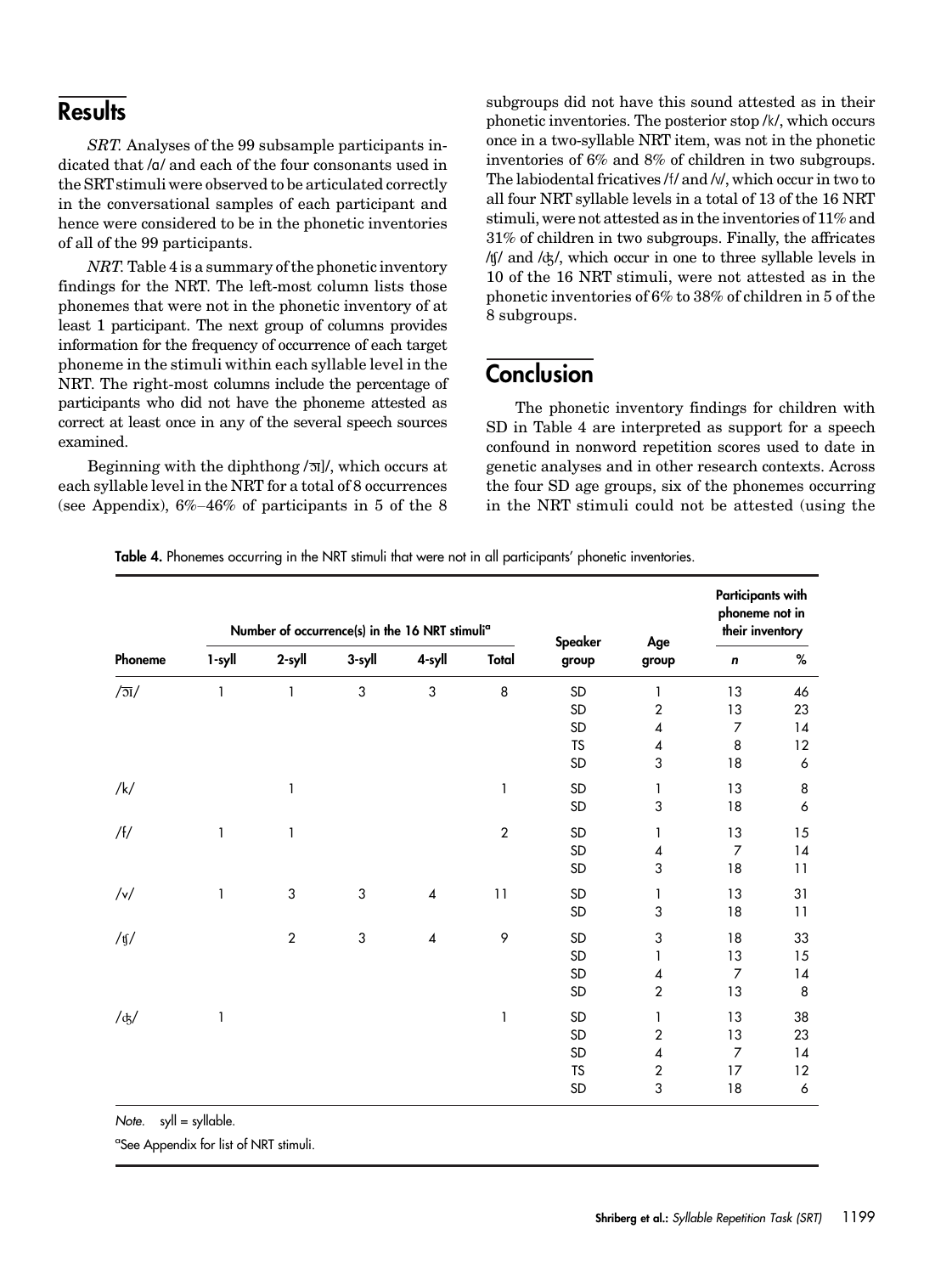## Results

*SRT.* Analyses of the 99 subsample participants indicated that /ɑ/ and each of the four consonants used in the SRT stimuli were observed to be articulated correctly in the conversational samples of each participant and hence were considered to be in the phonetic inventories of all of the 99 participants.

*NRT.* Table 4 is a summary of the phonetic inventory findings for the NRT. The left-most column lists those phonemes that were not in the phonetic inventory of at least 1 participant. The next group of columns provides information for the frequency of occurrence of each target phoneme in the stimuli within each syllable level in the NRT. The right-most columns include the percentage of participants who did not have the phoneme attested as correct at least once in any of the several speech sources examined.

Beginning with the diphthong /͡ɔɪ/, which occurs at each syllable level in the NRT for a total of 8 occurrences (see Appendix), 6%–46% of participants in 5 of the 8 subgroups did not have this sound attested as in their phonetic inventories. The posterior stop /k/, which occurs once in a two-syllable NRT item, was not in the phonetic inventories of 6% and 8% of children in two subgroups. The labiodental fricatives /f/ and /v/, which occur in two to all four NRT syllable levels in a total of 13 of the 16 NRT stimuli, were not attested as in the inventories of 11% and 31% of children in two subgroups. Finally, the affricates /ʧ/ and /ʤ/, which occur in one to three syllable levels in 10 of the 16 NRT stimuli, were not attested as in the phonetic inventories of 6% to 38% of children in 5 of the 8 subgroups.

## Conclusion

The phonetic inventory findings for children with SD in Table 4 are interpreted as support for a speech confound in nonword repetition scores used to date in genetic analyses and in other research contexts. Across the four SD age groups, six of the phonemes occurring in the NRT stimuli could not be attested (using the

**Table 4.** Phonemes occurring in the NRT stimuli that were not in all participants' phonetic inventories.

| Phoneme | Number of occurrence(s) in the 16 NRT stimuli[a] | | | | | Speaker group | Age group | Participants with phoneme not in their inventory | |
|---|---|---|---|---|---|---|---|---|---|
| | 1-syll | 2-syll | 3-syll | 4-syll | Total | | | *n* | % |
| /͡ɔɪ/ | 1 | 1 | 3 | 3 | 8 | SD | 1 | 13 | 46 |
| | | | | | | SD | 2 | 13 | 23 |
| | | | | | | SD | 4 | 7 | 14 |
| | | | | | | TS | 4 | 8 | 12 |
| | | | | | | SD | 3 | 18 | 6 |
| /k/ | | 1 | | | 1 | SD | 1 | 13 | 8 |
| | | | | | | SD | 3 | 18 | 6 |
| /f/ | 1 | 1 | | | 2 | SD | 1 | 13 | 15 |
| | | | | | | SD | 4 | 7 | 14 |
| | | | | | | SD | 3 | 18 | 11 |
| /v/ | 1 | 3 | 3 | 4 | 11 | SD | 1 | 13 | 31 |
| | | | | | | SD | 3 | 18 | 11 |
| /ʧ/ | | 2 | 3 | 4 | 9 | SD | 3 | 18 | 33 |
| | | | | | | SD | 1 | 13 | 15 |
| | | | | | | SD | 4 | 7 | 14 |
| | | | | | | SD | 2 | 13 | 8 |
| /ʤ/ | 1 | | | | 1 | SD | 1 | 13 | 38 |
| | | | | | | SD | 2 | 13 | 23 |
| | | | | | | SD | 4 | 7 | 14 |
| | | | | | | TS | 2 | 17 | 12 |
| | | | | | | SD | 3 | 18 | 6 |

*Note.* syll = syllable.

[a]See Appendix for list of NRT stimuli.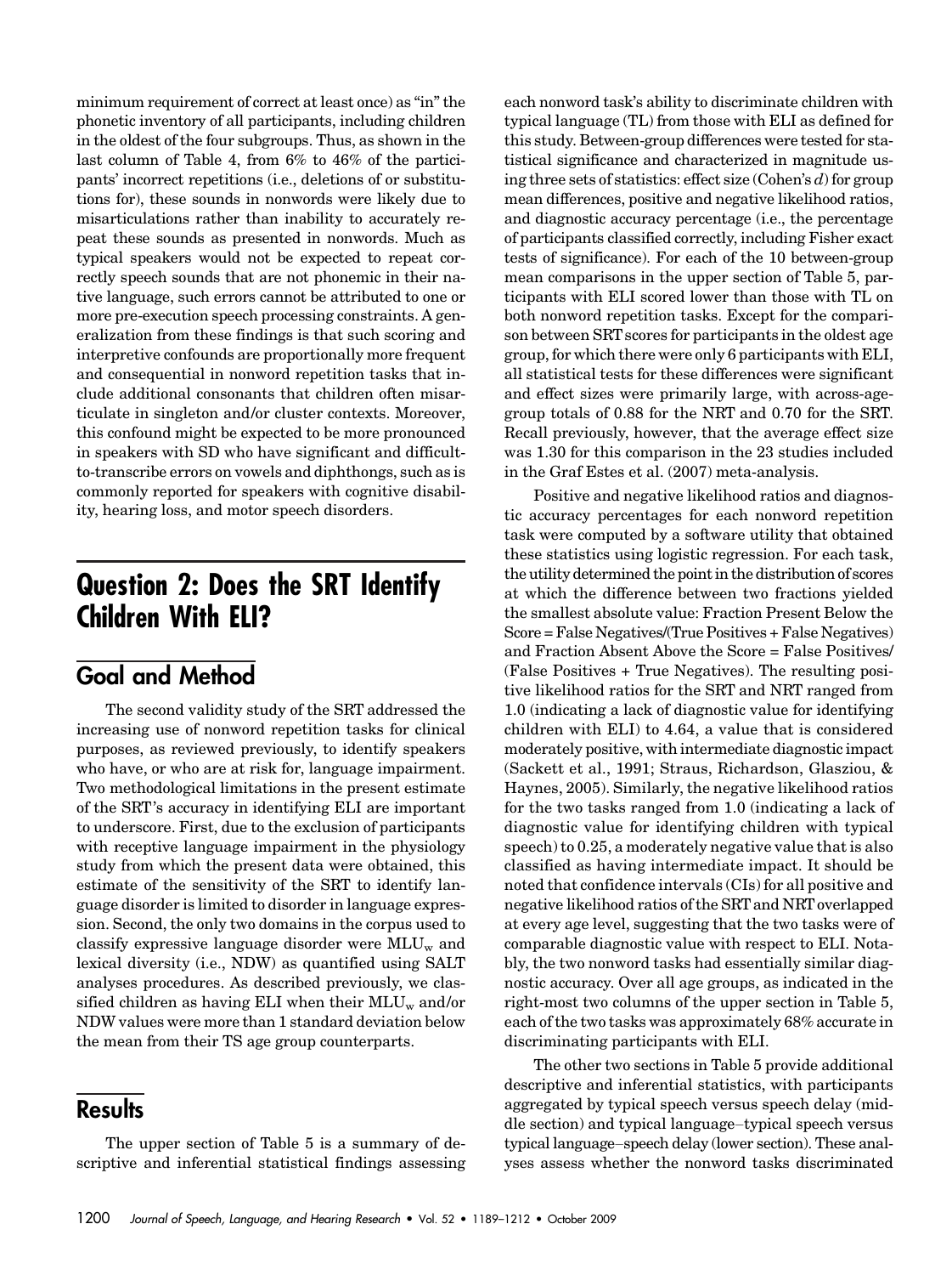minimum requirement of correct at least once) as "in" the phonetic inventory of all participants, including children in the oldest of the four subgroups. Thus, as shown in the last column of Table 4, from 6% to 46% of the participants' incorrect repetitions (i.e., deletions of or substitutions for), these sounds in nonwords were likely due to misarticulations rather than inability to accurately repeat these sounds as presented in nonwords. Much as typical speakers would not be expected to repeat correctly speech sounds that are not phonemic in their native language, such errors cannot be attributed to one or more pre-execution speech processing constraints. A generalization from these findings is that such scoring and interpretive confounds are proportionally more frequent and consequential in nonword repetition tasks that include additional consonants that children often misarticulate in singleton and/or cluster contexts. Moreover, this confound might be expected to be more pronounced in speakers with SD who have significant and difficult-to-transcribe errors on vowels and diphthongs, such as is commonly reported for speakers with cognitive disability, hearing loss, and motor speech disorders.

# Question 2: Does the SRT Identify Children With ELI?

## Goal and Method

The second validity study of the SRT addressed the increasing use of nonword repetition tasks for clinical purposes, as reviewed previously, to identify speakers who have, or who are at risk for, language impairment. Two methodological limitations in the present estimate of the SRT's accuracy in identifying ELI are important to underscore. First, due to the exclusion of participants with receptive language impairment in the physiology study from which the present data were obtained, this estimate of the sensitivity of the SRT to identify language disorder is limited to disorder in language expression. Second, the only two domains in the corpus used to classify expressive language disorder were $MLU_w$ and lexical diversity (i.e., NDW) as quantified using SALT analyses procedures. As described previously, we classified children as having ELI when their $MLU_w$ and/or NDW values were more than 1 standard deviation below the mean from their TS age group counterparts.

## Results

The upper section of Table 5 is a summary of descriptive and inferential statistical findings assessing each nonword task's ability to discriminate children with typical language (TL) from those with ELI as defined for this study. Between-group differences were tested for statistical significance and characterized in magnitude using three sets of statistics: effect size (Cohen's $d$) for group mean differences, positive and negative likelihood ratios, and diagnostic accuracy percentage (i.e., the percentage of participants classified correctly, including Fisher exact tests of significance). For each of the 10 between-group mean comparisons in the upper section of Table 5, participants with ELI scored lower than those with TL on both nonword repetition tasks. Except for the comparison between SRT scores for participants in the oldest age group, for which there were only 6 participants with ELI, all statistical tests for these differences were significant and effect sizes were primarily large, with across-age-group totals of 0.88 for the NRT and 0.70 for the SRT. Recall previously, however, that the average effect size was 1.30 for this comparison in the 23 studies included in the Graf Estes et al. (2007) meta-analysis.

Positive and negative likelihood ratios and diagnostic accuracy percentages for each nonword repetition task were computed by a software utility that obtained these statistics using logistic regression. For each task, the utility determined the point in the distribution of scores at which the difference between two fractions yielded the smallest absolute value: Fraction Present Below the Score = False Negatives/(True Positives + False Negatives) and Fraction Absent Above the Score = False Positives/(False Positives + True Negatives). The resulting positive likelihood ratios for the SRT and NRT ranged from 1.0 (indicating a lack of diagnostic value for identifying children with ELI) to 4.64, a value that is considered moderately positive, with intermediate diagnostic impact (Sackett et al., 1991; Straus, Richardson, Glasziou, & Haynes, 2005). Similarly, the negative likelihood ratios for the two tasks ranged from 1.0 (indicating a lack of diagnostic value for identifying children with typical speech) to 0.25, a moderately negative value that is also classified as having intermediate impact. It should be noted that confidence intervals (CIs) for all positive and negative likelihood ratios of the SRT and NRT overlapped at every age level, suggesting that the two tasks were of comparable diagnostic value with respect to ELI. Notably, the two nonword tasks had essentially similar diagnostic accuracy. Over all age groups, as indicated in the right-most two columns of the upper section in Table 5, each of the two tasks was approximately 68% accurate in discriminating participants with ELI.

The other two sections in Table 5 provide additional descriptive and inferential statistics, with participants aggregated by typical speech versus speech delay (middle section) and typical language–typical speech versus typical language–speech delay (lower section). These analyses assess whether the nonword tasks discriminated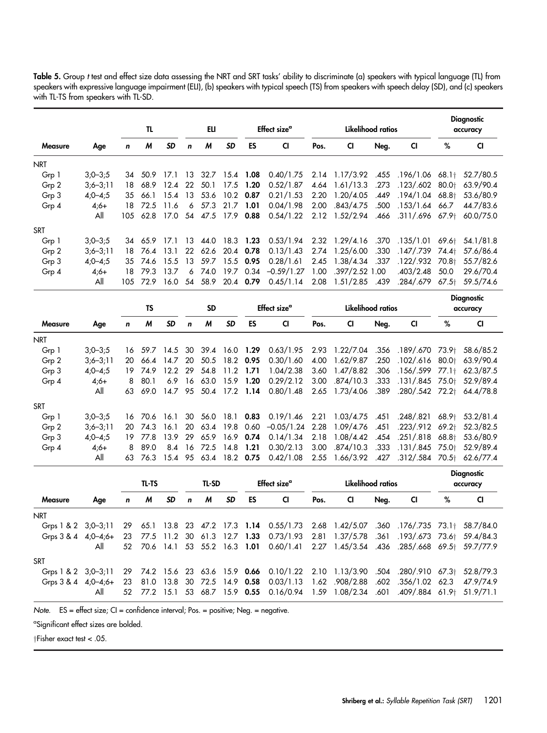**Table 5.** Group *t* test and effect size data assessing the NRT and SRT tasks' ability to discriminate (a) speakers with typical language (TL) from speakers with expressive language impairment (ELI), (b) speakers with typical speech (TS) from speakers with speech delay (SD), and (c) speakers with TL-TS from speakers with TL-SD.

| | | TL | | | ELI | | | Effect size[a] | | Likelihood ratios | | | | Diagnostic accuracy | |
|---|---|---|---|---|---|---|---|---|---|---|---|---|---|---|---|
| Measure | Age | *n* | *M* | *SD* | *n* | *M* | *SD* | ES | CI | Pos. | CI | Neg. | CI | % | CI |
| NRT | | | | | | | | | | | | | | | |
| Grp 1 | 3;0–3;5 | 34 | 50.9 | 17.1 | 13 | 32.7 | 15.4 | **1.08** | 0.40/1.75 | 2.14 | 1.17/3.92 | .455 | .196/1.06 | 68.1† | 52.7/80.5 |
| Grp 2 | 3;6–3;11 | 18 | 68.9 | 12.4 | 22 | 50.1 | 17.5 | **1.20** | 0.52/1.87 | 4.64 | 1.61/13.3 | .273 | .123/.602 | 80.0† | 63.9/90.4 |
| Grp 3 | 4;0–4;5 | 35 | 66.1 | 15.4 | 13 | 53.6 | 10.2 | **0.87** | 0.21/1.53 | 2.20 | 1.20/4.05 | .449 | .194/1.04 | 68.8† | 53.6/80.9 |
| Grp 4 | 4;6+ | 18 | 72.5 | 11.6 | 6 | 57.3 | 21.7 | **1.01** | 0.04/1.98 | 2.00 | .843/4.75 | .500 | .153/1.64 | 66.7 | 44.7/83.6 |
| All | | 105 | 62.8 | 17.0 | 54 | 47.5 | 17.9 | **0.88** | 0.54/1.22 | 2.12 | 1.52/2.94 | .466 | .311/.696 | 67.9† | 60.0/75.0 |
| SRT | | | | | | | | | | | | | | | |
| Grp 1 | 3;0–3;5 | 34 | 65.9 | 17.1 | 13 | 44.0 | 18.3 | **1.23** | 0.53/1.94 | 2.32 | 1.29/4.16 | .370 | .135/1.01 | 69.6† | 54.1/81.8 |
| Grp 2 | 3;6–3;11 | 18 | 76.4 | 13.1 | 22 | 62.6 | 20.4 | **0.78** | 0.13/1.43 | 2.74 | 1.25/6.00 | .330 | .147/.739 | 74.4† | 57.6/86.4 |
| Grp 3 | 4;0–4;5 | 35 | 74.6 | 15.5 | 13 | 59.7 | 15.5 | **0.95** | 0.28/1.61 | 2.45 | 1.38/4.34 | .337 | .122/.932 | 70.8† | 55.7/82.6 |
| Grp 4 | 4;6+ | 18 | 79.3 | 13.7 | 6 | 74.0 | 19.7 | 0.34 | −0.59/1.27 | 1.00 | .397/2.52 | 1.00 | .403/2.48 | 50.0 | 29.6/70.4 |
| All | | 105 | 72.9 | 16.0 | 54 | 58.9 | 20.4 | **0.79** | 0.45/1.14 | 2.08 | 1.51/2.85 | .439 | .284/.679 | 67.5† | 59.5/74.6 |

| | | TS | | | SD | | | Effect size[a] | | Likelihood ratios | | | | Diagnostic accuracy | |
|---|---|---|---|---|---|---|---|---|---|---|---|---|---|---|---|
| Measure | Age | *n* | *M* | *SD* | *n* | *M* | *SD* | ES | CI | Pos. | CI | Neg. | CI | % | CI |
| NRT | | | | | | | | | | | | | | | |
| Grp 1 | 3;0–3;5 | 16 | 59.7 | 14.5 | 30 | 39.4 | 16.0 | **1.29** | 0.63/1.95 | 2.93 | 1.22/7.04 | .356 | .189/.670 | 73.9† | 58.6/85.2 |
| Grp 2 | 3;6–3;11 | 20 | 66.4 | 14.7 | 20 | 50.5 | 18.2 | **0.95** | 0.30/1.60 | 4.00 | 1.62/9.87 | .250 | .102/.616 | 80.0† | 63.9/90.4 |
| Grp 3 | 4;0–4;5 | 19 | 74.9 | 12.2 | 29 | 54.8 | 11.2 | **1.71** | 1.04/2.38 | 3.60 | 1.47/8.82 | .306 | .156/.599 | 77.1† | 62.3/87.5 |
| Grp 4 | 4;6+ | 8 | 80.1 | 6.9 | 16 | 63.0 | 15.9 | **1.20** | 0.29/2.12 | 3.00 | .874/10.3 | .333 | .131/.845 | 75.0† | 52.9/89.4 |
| All | | 63 | 69.0 | 14.7 | 95 | 50.4 | 17.2 | **1.14** | 0.80/1.48 | 2.65 | 1.73/4.06 | .389 | .280/.542 | 72.2† | 64.4/78.8 |
| SRT | | | | | | | | | | | | | | | |
| Grp 1 | 3;0–3;5 | 16 | 70.6 | 16.1 | 30 | 56.0 | 18.1 | **0.83** | 0.19/1.46 | 2.21 | 1.03/4.75 | .451 | .248/.821 | 68.9† | 53.2/81.4 |
| Grp 2 | 3;6–3;11 | 20 | 74.3 | 16.1 | 20 | 63.4 | 19.8 | 0.60 | −0.05/1.24 | 2.28 | 1.09/4.76 | .451 | .223/.912 | 69.2† | 52.3/82.5 |
| Grp 3 | 4;0–4;5 | 19 | 77.8 | 13.9 | 29 | 65.9 | 16.9 | **0.74** | 0.14/1.34 | 2.18 | 1.08/4.42 | .454 | .251/.818 | 68.8† | 53.6/80.9 |
| Grp 4 | 4;6+ | 8 | 89.0 | 8.4 | 16 | 72.5 | 14.8 | **1.21** | 0.30/2.13 | 3.00 | .874/10.3 | .333 | .131/.845 | 75.0† | 52.9/89.4 |
| All | | 63 | 76.3 | 15.4 | 95 | 63.4 | 18.2 | **0.75** | 0.42/1.08 | 2.55 | 1.66/3.92 | .427 | .312/.584 | 70.5† | 62.6/77.4 |

| | | TL-TS | | | TL-SD | | | Effect size[a] | | Likelihood ratios | | | | Diagnostic accuracy | |
|---|---|---|---|---|---|---|---|---|---|---|---|---|---|---|---|
| Measure | Age | *n* | *M* | *SD* | *n* | *M* | *SD* | ES | CI | Pos. | CI | Neg. | CI | % | CI |
| NRT | | | | | | | | | | | | | | | |
| Grps 1 & 2 | 3;0–3;11 | 29 | 65.1 | 13.8 | 23 | 47.2 | 17.3 | **1.14** | 0.55/1.73 | 2.68 | 1.42/5.07 | .360 | .176/.735 | 73.1† | 58.7/84.0 |
| Grps 3 & 4 | 4;0–4;6+ | 23 | 77.5 | 11.2 | 30 | 61.3 | 12.7 | **1.33** | 0.73/1.93 | 2.81 | 1.37/5.78 | .361 | .193/.673 | 73.6† | 59.4/84.3 |
| | All | 52 | 70.6 | 14.1 | 53 | 55.2 | 16.3 | **1.01** | 0.60/1.41 | 2.27 | 1.45/3.54 | .436 | .285/.668 | 69.5† | 59.7/77.9 |
| SRT | | | | | | | | | | | | | | | |
| Grps 1 & 2 | 3;0–3;11 | 29 | 74.2 | 15.6 | 23 | 63.6 | 15.9 | **0.66** | 0.10/1.22 | 2.10 | 1.13/3.90 | .504 | .280/.910 | 67.3† | 52.8/79.3 |
| Grps 3 & 4 | 4;0–4;6+ | 23 | 81.0 | 13.8 | 30 | 72.5 | 14.9 | **0.58** | 0.03/1.13 | 1.62 | .908/2.88 | .602 | .356/1.02 | 62.3 | 47.9/74.9 |
| | All | 52 | 77.2 | 15.1 | 53 | 68.7 | 15.9 | **0.55** | 0.16/0.94 | 1.59 | 1.08/2.34 | .601 | .409/.884 | 61.9† | 51.9/71.1 |

*Note.* ES = effect size; CI = confidence interval; Pos. = positive; Neg. = negative.

[a]Significant effect sizes are bolded.

†Fisher exact test < .05.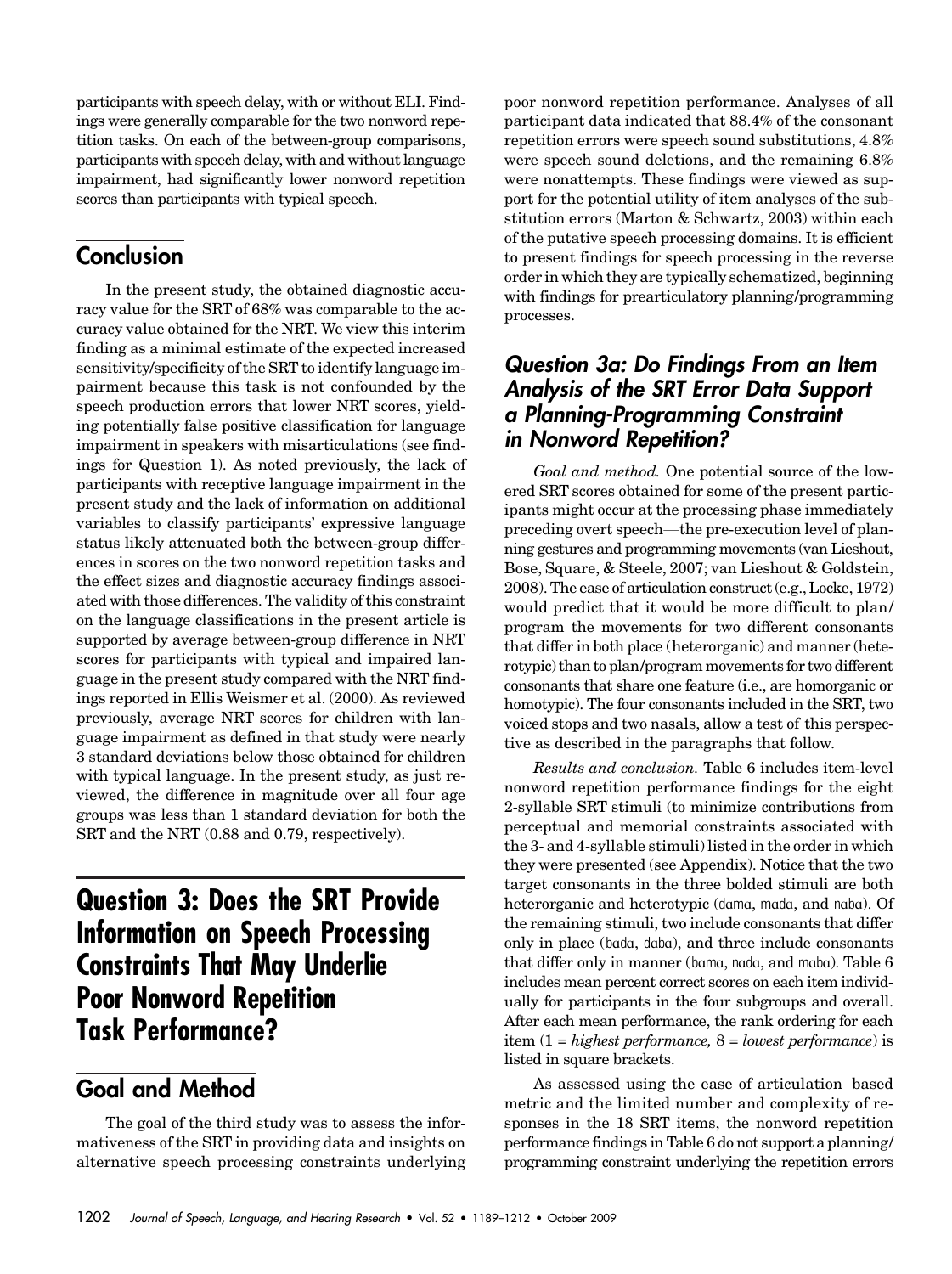participants with speech delay, with or without ELI. Findings were generally comparable for the two nonword repetition tasks. On each of the between-group comparisons, participants with speech delay, with and without language impairment, had significantly lower nonword repetition scores than participants with typical speech.

## Conclusion

In the present study, the obtained diagnostic accuracy value for the SRT of 68% was comparable to the accuracy value obtained for the NRT. We view this interim finding as a minimal estimate of the expected increased sensitivity/specificity of the SRT to identify language impairment because this task is not confounded by the speech production errors that lower NRT scores, yielding potentially false positive classification for language impairment in speakers with misarticulations (see findings for Question 1). As noted previously, the lack of participants with receptive language impairment in the present study and the lack of information on additional variables to classify participants' expressive language status likely attenuated both the between-group differences in scores on the two nonword repetition tasks and the effect sizes and diagnostic accuracy findings associated with those differences. The validity of this constraint on the language classifications in the present article is supported by average between-group difference in NRT scores for participants with typical and impaired language in the present study compared with the NRT findings reported in Ellis Weismer et al. (2000). As reviewed previously, average NRT scores for children with language impairment as defined in that study were nearly 3 standard deviations below those obtained for children with typical language. In the present study, as just reviewed, the difference in magnitude over all four age groups was less than 1 standard deviation for both the SRT and the NRT (0.88 and 0.79, respectively).

# Question 3: Does the SRT Provide Information on Speech Processing Constraints That May Underlie Poor Nonword Repetition Task Performance?

## Goal and Method

The goal of the third study was to assess the informativeness of the SRT in providing data and insights on alternative speech processing constraints underlying poor nonword repetition performance. Analyses of all participant data indicated that 88.4% of the consonant repetition errors were speech sound substitutions, 4.8% were speech sound deletions, and the remaining 6.8% were nonattempts. These findings were viewed as support for the potential utility of item analyses of the substitution errors (Marton & Schwartz, 2003) within each of the putative speech processing domains. It is efficient to present findings for speech processing in the reverse order in which they are typically schematized, beginning with findings for prearticulatory planning/programming processes.

### Question 3a: Do Findings From an Item Analysis of the SRT Error Data Support a Planning-Programming Constraint in Nonword Repetition?

*Goal and method.* One potential source of the lowered SRT scores obtained for some of the present participants might occur at the processing phase immediately preceding overt speech—the pre-execution level of planning gestures and programming movements (van Lieshout, Bose, Square, & Steele, 2007; van Lieshout & Goldstein, 2008). The ease of articulation construct (e.g., Locke, 1972) would predict that it would be more difficult to plan/program the movements for two different consonants that differ in both place (heterorganic) and manner (heterotypic) than to plan/program movements for two different consonants that share one feature (i.e., are homorganic or homotypic). The four consonants included in the SRT, two voiced stops and two nasals, allow a test of this perspective as described in the paragraphs that follow.

*Results and conclusion.* Table 6 includes item-level nonword repetition performance findings for the eight 2-syllable SRT stimuli (to minimize contributions from perceptual and memorial constraints associated with the 3- and 4-syllable stimuli) listed in the order in which they were presented (see Appendix). Notice that the two target consonants in the three bolded stimuli are both heterorganic and heterotypic (dama, mada, and naba). Of the remaining stimuli, two include consonants that differ only in place (bada, daba), and three include consonants that differ only in manner (bama, nada, and maba). Table 6 includes mean percent correct scores on each item individually for participants in the four subgroups and overall. After each mean performance, the rank ordering for each item (1 = *highest performance,* 8 = *lowest performance*) is listed in square brackets.

As assessed using the ease of articulation–based metric and the limited number and complexity of responses in the 18 SRT items, the nonword repetition performance findings in Table 6 do not support a planning/programming constraint underlying the repetition errors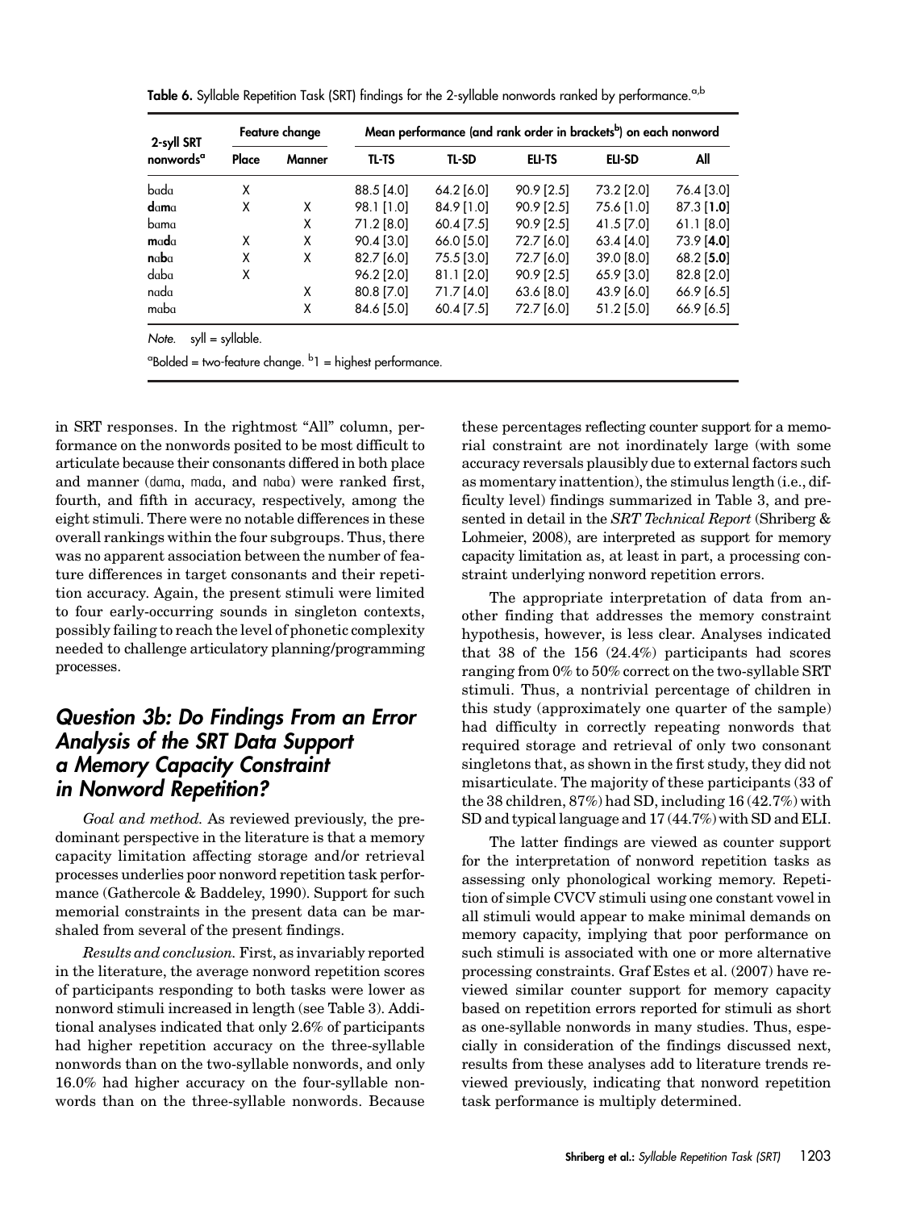**Table 6.** Syllable Repetition Task (SRT) findings for the 2-syllable nonwords ranked by performance.[a,b]

| 2-syll SRT nonwords[a] | Feature change | | Mean performance (and rank order in brackets[b]) on each nonword | | | | |
|---|---|---|---|---|---|---|---|
| | Place | Manner | TL-TS | TL-SD | ELI-TS | ELI-SD | All |
| bada | X | | 88.5 [4.0] | 64.2 [6.0] | 90.9 [2.5] | 73.2 [2.0] | 76.4 [3.0] |
| **d**a**m**a | X | X | 98.1 [1.0] | 84.9 [1.0] | 90.9 [2.5] | 75.6 [1.0] | 87.3 [**1.0**] |
| bama | | X | 71.2 [8.0] | 60.4 [7.5] | 90.9 [2.5] | 41.5 [7.0] | 61.1 [8.0] |
| **m**a**d**a | X | X | 90.4 [3.0] | 66.0 [5.0] | 72.7 [6.0] | 63.4 [4.0] | 73.9 [**4.0**] |
| **n**a**b**a | X | X | 82.7 [6.0] | 75.5 [3.0] | 72.7 [6.0] | 39.0 [8.0] | 68.2 [**5.0**] |
| daba | X | | 96.2 [2.0] | 81.1 [2.0] | 90.9 [2.5] | 65.9 [3.0] | 82.8 [2.0] |
| nada | | X | 80.8 [7.0] | 71.7 [4.0] | 63.6 [8.0] | 43.9 [6.0] | 66.9 [6.5] |
| maba | | X | 84.6 [5.0] | 60.4 [7.5] | 72.7 [6.0] | 51.2 [5.0] | 66.9 [6.5] |

*Note.* syll = syllable.

[a]Bolded = two-feature change. [b]1 = highest performance.

in SRT responses. In the rightmost "All" column, performance on the nonwords posited to be most difficult to articulate because their consonants differed in both place and manner (dama, mada, and naba) were ranked first, fourth, and fifth in accuracy, respectively, among the eight stimuli. There were no notable differences in these overall rankings within the four subgroups. Thus, there was no apparent association between the number of feature differences in target consonants and their repetition accuracy. Again, the present stimuli were limited to four early-occurring sounds in singleton contexts, possibly failing to reach the level of phonetic complexity needed to challenge articulatory planning/programming processes.

## Question 3b: Do Findings From an Error Analysis of the SRT Data Support a Memory Capacity Constraint in Nonword Repetition?

*Goal and method.* As reviewed previously, the predominant perspective in the literature is that a memory capacity limitation affecting storage and/or retrieval processes underlies poor nonword repetition task performance (Gathercole & Baddeley, 1990). Support for such memorial constraints in the present data can be marshaled from several of the present findings.

*Results and conclusion.* First, as invariably reported in the literature, the average nonword repetition scores of participants responding to both tasks were lower as nonword stimuli increased in length (see Table 3). Additional analyses indicated that only 2.6% of participants had higher repetition accuracy on the three-syllable nonwords than on the two-syllable nonwords, and only 16.0% had higher accuracy on the four-syllable nonwords than on the three-syllable nonwords. Because these percentages reflecting counter support for a memorial constraint are not inordinately large (with some accuracy reversals plausibly due to external factors such as momentary inattention), the stimulus length (i.e., difficulty level) findings summarized in Table 3, and presented in detail in the *SRT Technical Report* (Shriberg & Lohmeier, 2008), are interpreted as support for memory capacity limitation as, at least in part, a processing constraint underlying nonword repetition errors.

The appropriate interpretation of data from another finding that addresses the memory constraint hypothesis, however, is less clear. Analyses indicated that 38 of the 156 (24.4%) participants had scores ranging from 0% to 50% correct on the two-syllable SRT stimuli. Thus, a nontrivial percentage of children in this study (approximately one quarter of the sample) had difficulty in correctly repeating nonwords that required storage and retrieval of only two consonant singletons that, as shown in the first study, they did not misarticulate. The majority of these participants (33 of the 38 children, 87%) had SD, including 16 (42.7%) with SD and typical language and 17 (44.7%) with SD and ELI.

The latter findings are viewed as counter support for the interpretation of nonword repetition tasks as assessing only phonological working memory. Repetition of simple CVCV stimuli using one constant vowel in all stimuli would appear to make minimal demands on memory capacity, implying that poor performance on such stimuli is associated with one or more alternative processing constraints. Graf Estes et al. (2007) have reviewed similar counter support for memory capacity based on repetition errors reported for stimuli as short as one-syllable nonwords in many studies. Thus, especially in consideration of the findings discussed next, results from these analyses add to literature trends reviewed previously, indicating that nonword repetition task performance is multiply determined.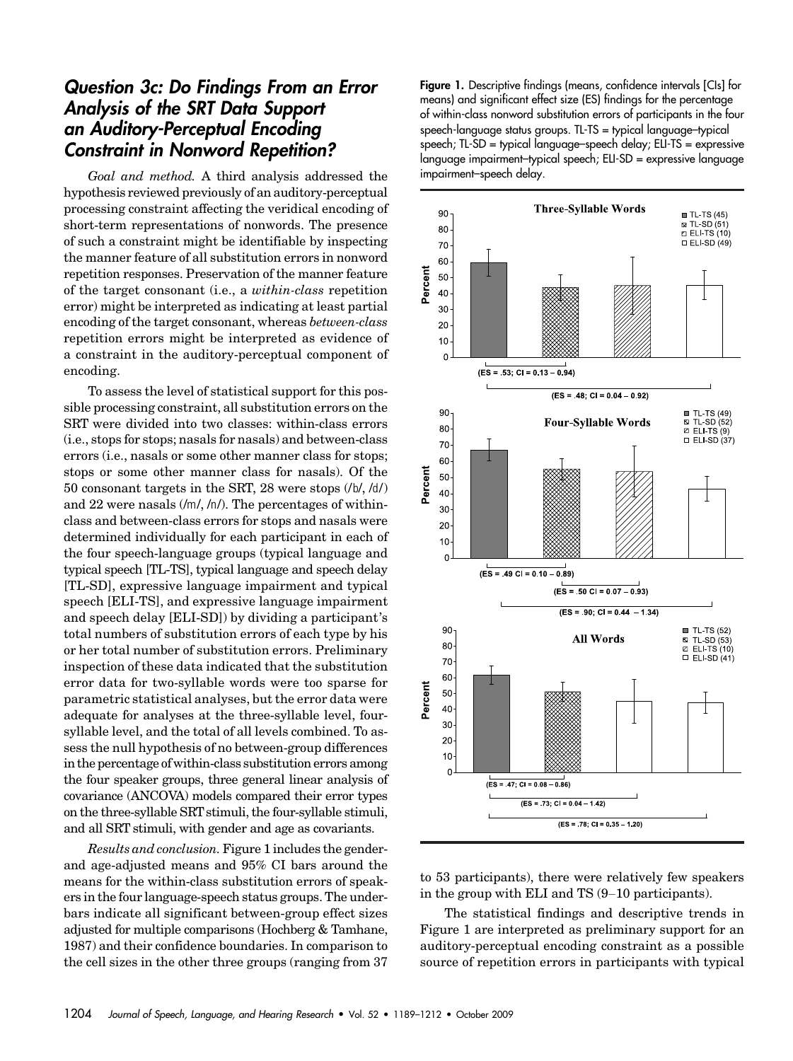### Question 3c: Do Findings From an Error Analysis of the SRT Data Support an Auditory-Perceptual Encoding Constraint in Nonword Repetition?

*Goal and method.* A third analysis addressed the hypothesis reviewed previously of an auditory-perceptual processing constraint affecting the veridical encoding of short-term representations of nonwords. The presence of such a constraint might be identifiable by inspecting the manner feature of all substitution errors in nonword repetition responses. Preservation of the manner feature of the target consonant (i.e., a *within-class* repetition error) might be interpreted as indicating at least partial encoding of the target consonant, whereas *between-class* repetition errors might be interpreted as evidence of a constraint in the auditory-perceptual component of encoding.

To assess the level of statistical support for this possible processing constraint, all substitution errors on the SRT were divided into two classes: within-class errors (i.e., stops for stops; nasals for nasals) and between-class errors (i.e., nasals or some other manner class for stops; stops or some other manner class for nasals). Of the 50 consonant targets in the SRT, 28 were stops (/b/, /d/) and 22 were nasals (/m/, /n/). The percentages of within-class and between-class errors for stops and nasals were determined individually for each participant in each of the four speech-language groups (typical language and typical speech [TL-TS], typical language and speech delay [TL-SD], expressive language impairment and typical speech [ELI-TS], and expressive language impairment and speech delay [ELI-SD]) by dividing a participant's total numbers of substitution errors of each type by his or her total number of substitution errors. Preliminary inspection of these data indicated that the substitution error data for two-syllable words were too sparse for parametric statistical analyses, but the error data were adequate for analyses at the three-syllable level, four-syllable level, and the total of all levels combined. To assess the null hypothesis of no between-group differences in the percentage of within-class substitution errors among the four speaker groups, three general linear analysis of covariance (ANCOVA) models compared their error types on the three-syllable SRT stimuli, the four-syllable stimuli, and all SRT stimuli, with gender and age as covariants.

*Results and conclusion.* Figure 1 includes the gender- and age-adjusted means and 95% CI bars around the means for the within-class substitution errors of speakers in the four language-speech status groups. The underbars indicate all significant between-group effect sizes adjusted for multiple comparisons (Hochberg & Tamhane, 1987) and their confidence boundaries. In comparison to the cell sizes in the other three groups (ranging from 37 to 53 participants), there were relatively few speakers in the group with ELI and TS (9–10 participants).

**Figure 1.** Descriptive findings (means, confidence intervals [CIs] for means) and significant effect size (ES) findings for the percentage of within-class nonword substitution errors of participants in the four speech-language status groups. TL-TS = typical language–typical speech; TL-SD = typical language–speech delay; ELI-TS = expressive language impairment–typical speech; ELI-SD = expressive language impairment–speech delay.

The statistical findings and descriptive trends in Figure 1 are interpreted as preliminary support for an auditory-perceptual encoding constraint as a possible source of repetition errors in participants with typical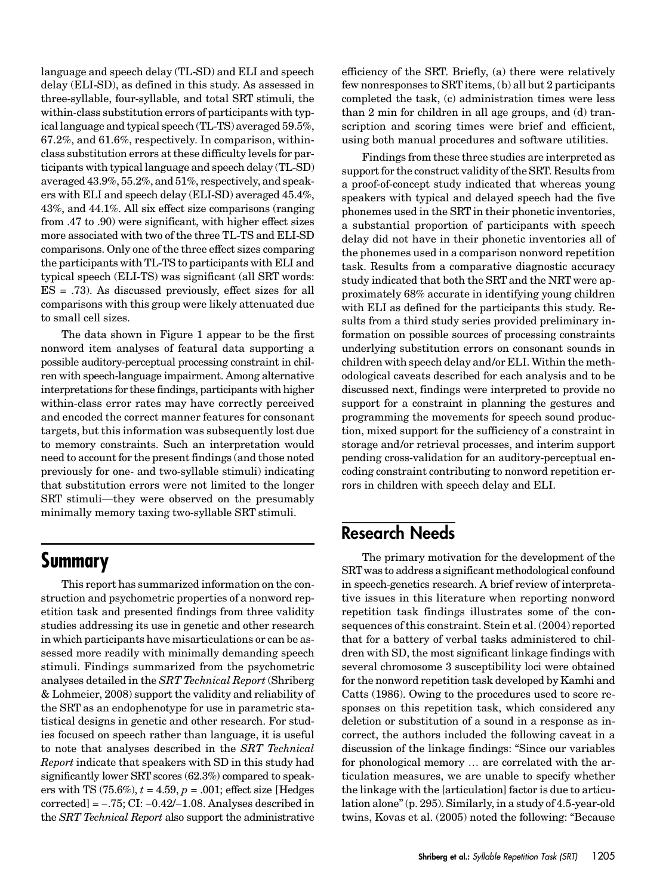language and speech delay (TL-SD) and ELI and speech delay (ELI-SD), as defined in this study. As assessed in three-syllable, four-syllable, and total SRT stimuli, the within-class substitution errors of participants with typical language and typical speech (TL-TS) averaged 59.5%, 67.2%, and 61.6%, respectively. In comparison, within-class substitution errors at these difficulty levels for participants with typical language and speech delay (TL-SD) averaged 43.9%, 55.2%, and 51%, respectively, and speakers with ELI and speech delay (ELI-SD) averaged 45.4%, 43%, and 44.1%. All six effect size comparisons (ranging from .47 to .90) were significant, with higher effect sizes more associated with two of the three TL-TS and ELI-SD comparisons. Only one of the three effect sizes comparing the participants with TL-TS to participants with ELI and typical speech (ELI-TS) was significant (all SRT words: ES = .73). As discussed previously, effect sizes for all comparisons with this group were likely attenuated due to small cell sizes.

The data shown in Figure 1 appear to be the first nonword item analyses of featural data supporting a possible auditory-perceptual processing constraint in children with speech-language impairment. Among alternative interpretations for these findings, participants with higher within-class error rates may have correctly perceived and encoded the correct manner features for consonant targets, but this information was subsequently lost due to memory constraints. Such an interpretation would need to account for the present findings (and those noted previously for one- and two-syllable stimuli) indicating that substitution errors were not limited to the longer SRT stimuli—they were observed on the presumably minimally memory taxing two-syllable SRT stimuli.

## Summary

This report has summarized information on the construction and psychometric properties of a nonword repetition task and presented findings from three validity studies addressing its use in genetic and other research in which participants have misarticulations or can be assessed more readily with minimally demanding speech stimuli. Findings summarized from the psychometric analyses detailed in the *SRT Technical Report* (Shriberg & Lohmeier, 2008) support the validity and reliability of the SRT as an endophenotype for use in parametric statistical designs in genetic and other research. For studies focused on speech rather than language, it is useful to note that analyses described in the *SRT Technical Report* indicate that speakers with SD in this study had significantly lower SRT scores (62.3%) compared to speakers with TS (75.6%), $t = 4.59$, $p = .001$; effect size [Hedges corrected] = −.75; CI: −0.42/−1.08. Analyses described in the *SRT Technical Report* also support the administrative efficiency of the SRT. Briefly, (a) there were relatively few nonresponses to SRT items, (b) all but 2 participants completed the task, (c) administration times were less than 2 min for children in all age groups, and (d) transcription and scoring times were brief and efficient, using both manual procedures and software utilities.

Findings from these three studies are interpreted as support for the construct validity of the SRT. Results from a proof-of-concept study indicated that whereas young speakers with typical and delayed speech had the five phonemes used in the SRT in their phonetic inventories, a substantial proportion of participants with speech delay did not have in their phonetic inventories all of the phonemes used in a comparison nonword repetition task. Results from a comparative diagnostic accuracy study indicated that both the SRT and the NRT were approximately 68% accurate in identifying young children with ELI as defined for the participants this study. Results from a third study series provided preliminary information on possible sources of processing constraints underlying substitution errors on consonant sounds in children with speech delay and/or ELI. Within the methodological caveats described for each analysis and to be discussed next, findings were interpreted to provide no support for a constraint in planning the gestures and programming the movements for speech sound production, mixed support for the sufficiency of a constraint in storage and/or retrieval processes, and interim support pending cross-validation for an auditory-perceptual encoding constraint contributing to nonword repetition errors in children with speech delay and ELI.

## Research Needs

The primary motivation for the development of the SRT was to address a significant methodological confound in speech-genetics research. A brief review of interpretative issues in this literature when reporting nonword repetition task findings illustrates some of the consequences of this constraint. Stein et al. (2004) reported that for a battery of verbal tasks administered to children with SD, the most significant linkage findings with several chromosome 3 susceptibility loci were obtained for the nonword repetition task developed by Kamhi and Catts (1986). Owing to the procedures used to score responses on this repetition task, which considered any deletion or substitution of a sound in a response as incorrect, the authors included the following caveat in a discussion of the linkage findings: "Since our variables for phonological memory … are correlated with the articulation measures, we are unable to specify whether the linkage with the [articulation] factor is due to articulation alone" (p. 295). Similarly, in a study of 4.5-year-old twins, Kovas et al. (2005) noted the following: "Because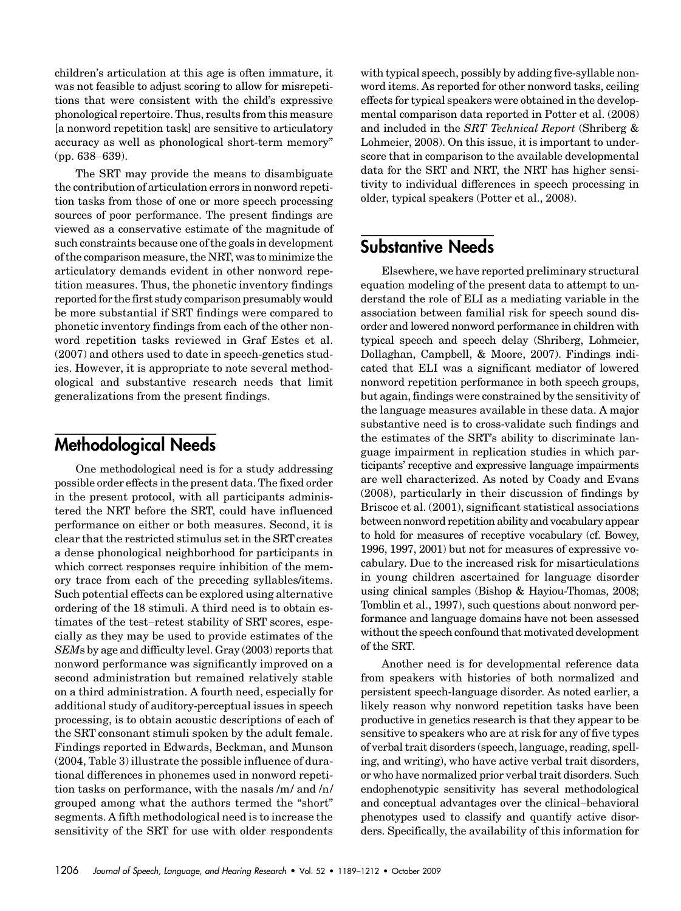children's articulation at this age is often immature, it was not feasible to adjust scoring to allow for misrepetitions that were consistent with the child's expressive phonological repertoire. Thus, results from this measure [a nonword repetition task] are sensitive to articulatory accuracy as well as phonological short-term memory" (pp. 638–639).

The SRT may provide the means to disambiguate the contribution of articulation errors in nonword repetition tasks from those of one or more speech processing sources of poor performance. The present findings are viewed as a conservative estimate of the magnitude of such constraints because one of the goals in development of the comparison measure, the NRT, was to minimize the articulatory demands evident in other nonword repetition measures. Thus, the phonetic inventory findings reported for the first study comparison presumably would be more substantial if SRT findings were compared to phonetic inventory findings from each of the other nonword repetition tasks reviewed in Graf Estes et al. (2007) and others used to date in speech-genetics studies. However, it is appropriate to note several methodological and substantive research needs that limit generalizations from the present findings.

## Methodological Needs

One methodological need is for a study addressing possible order effects in the present data. The fixed order in the present protocol, with all participants administered the NRT before the SRT, could have influenced performance on either or both measures. Second, it is clear that the restricted stimulus set in the SRT creates a dense phonological neighborhood for participants in which correct responses require inhibition of the memory trace from each of the preceding syllables/items. Such potential effects can be explored using alternative ordering of the 18 stimuli. A third need is to obtain estimates of the test–retest stability of SRT scores, especially as they may be used to provide estimates of the *SEM*s by age and difficulty level. Gray (2003) reports that nonword performance was significantly improved on a second administration but remained relatively stable on a third administration. A fourth need, especially for additional study of auditory-perceptual issues in speech processing, is to obtain acoustic descriptions of each of the SRT consonant stimuli spoken by the adult female. Findings reported in Edwards, Beckman, and Munson (2004, Table 3) illustrate the possible influence of durational differences in phonemes used in nonword repetition tasks on performance, with the nasals /m/ and /n/ grouped among what the authors termed the "short" segments. A fifth methodological need is to increase the sensitivity of the SRT for use with older respondents with typical speech, possibly by adding five-syllable nonword items. As reported for other nonword tasks, ceiling effects for typical speakers were obtained in the developmental comparison data reported in Potter et al. (2008) and included in the *SRT Technical Report* (Shriberg & Lohmeier, 2008). On this issue, it is important to underscore that in comparison to the available developmental data for the SRT and NRT, the NRT has higher sensitivity to individual differences in speech processing in older, typical speakers (Potter et al., 2008).

## Substantive Needs

Elsewhere, we have reported preliminary structural equation modeling of the present data to attempt to understand the role of ELI as a mediating variable in the association between familial risk for speech sound disorder and lowered nonword performance in children with typical speech and speech delay (Shriberg, Lohmeier, Dollaghan, Campbell, & Moore, 2007). Findings indicated that ELI was a significant mediator of lowered nonword repetition performance in both speech groups, but again, findings were constrained by the sensitivity of the language measures available in these data. A major substantive need is to cross-validate such findings and the estimates of the SRT's ability to discriminate language impairment in replication studies in which participants' receptive and expressive language impairments are well characterized. As noted by Coady and Evans (2008), particularly in their discussion of findings by Briscoe et al. (2001), significant statistical associations between nonword repetition ability and vocabulary appear to hold for measures of receptive vocabulary (cf. Bowey, 1996, 1997, 2001) but not for measures of expressive vocabulary. Due to the increased risk for misarticulations in young children ascertained for language disorder using clinical samples (Bishop & Hayiou-Thomas, 2008; Tomblin et al., 1997), such questions about nonword performance and language domains have not been assessed without the speech confound that motivated development of the SRT.

Another need is for developmental reference data from speakers with histories of both normalized and persistent speech-language disorder. As noted earlier, a likely reason why nonword repetition tasks have been productive in genetics research is that they appear to be sensitive to speakers who are at risk for any of five types of verbal trait disorders (speech, language, reading, spelling, and writing), who have active verbal trait disorders, or who have normalized prior verbal trait disorders. Such endophenotypic sensitivity has several methodological and conceptual advantages over the clinical–behavioral phenotypes used to classify and quantify active disorders. Specifically, the availability of this information for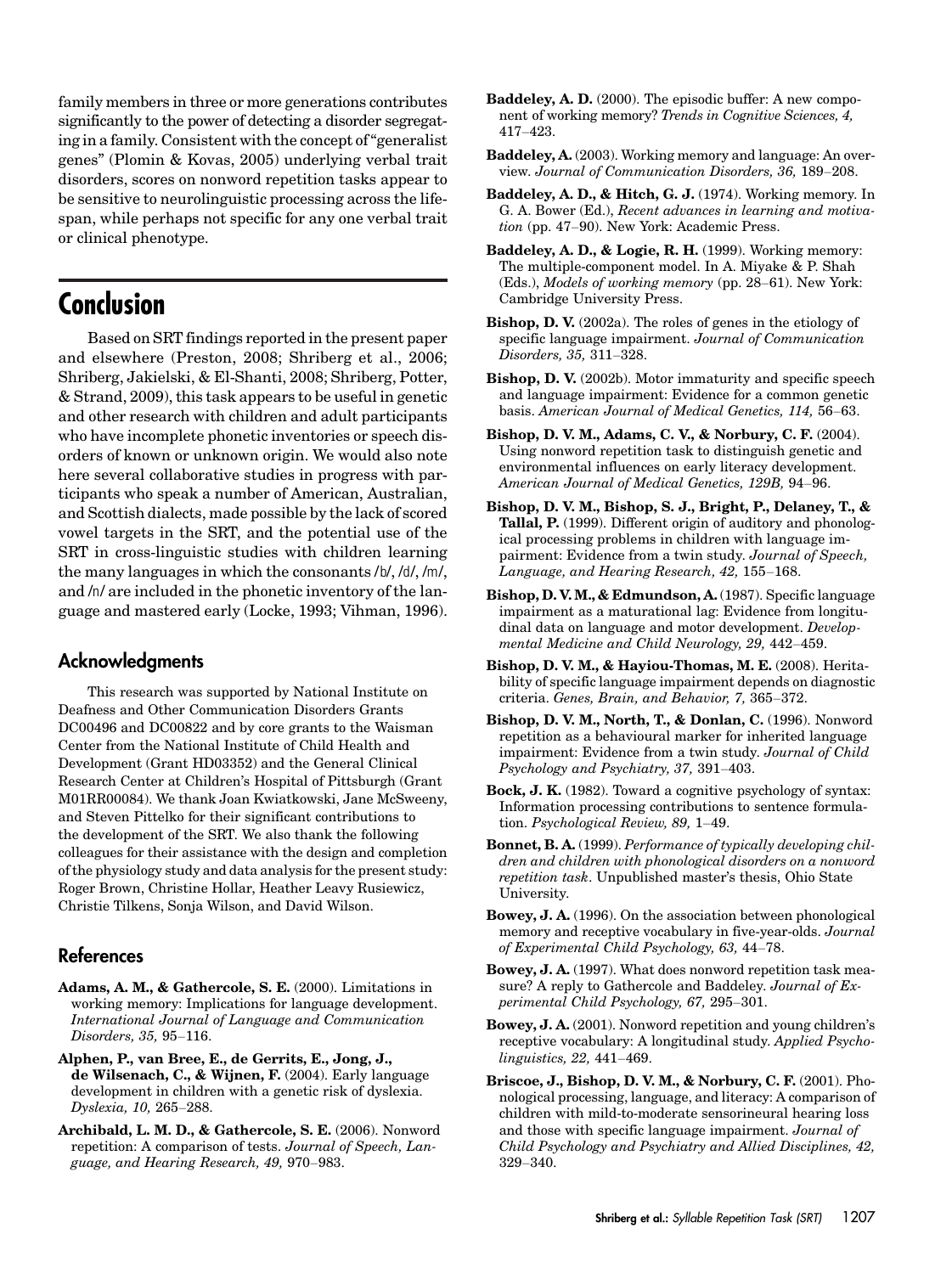family members in three or more generations contributes significantly to the power of detecting a disorder segregating in a family. Consistent with the concept of "generalist genes" (Plomin & Kovas, 2005) underlying verbal trait disorders, scores on nonword repetition tasks appear to be sensitive to neurolinguistic processing across the lifespan, while perhaps not specific for any one verbal trait or clinical phenotype.

# Conclusion

Based on SRT findings reported in the present paper and elsewhere (Preston, 2008; Shriberg et al., 2006; Shriberg, Jakielski, & El-Shanti, 2008; Shriberg, Potter, & Strand, 2009), this task appears to be useful in genetic and other research with children and adult participants who have incomplete phonetic inventories or speech disorders of known or unknown origin. We would also note here several collaborative studies in progress with participants who speak a number of American, Australian, and Scottish dialects, made possible by the lack of scored vowel targets in the SRT, and the potential use of the SRT in cross-linguistic studies with children learning the many languages in which the consonants /b/, /d/, /m/, and /n/ are included in the phonetic inventory of the language and mastered early (Locke, 1993; Vihman, 1996).

## Acknowledgments

This research was supported by National Institute on Deafness and Other Communication Disorders Grants DC00496 and DC00822 and by core grants to the Waisman Center from the National Institute of Child Health and Development (Grant HD03352) and the General Clinical Research Center at Children's Hospital of Pittsburgh (Grant M01RR00084). We thank Joan Kwiatkowski, Jane McSweeny, and Steven Pittelko for their significant contributions to the development of the SRT. We also thank the following colleagues for their assistance with the design and completion of the physiology study and data analysis for the present study: Roger Brown, Christine Hollar, Heather Leavy Rusiewicz, Christie Tilkens, Sonja Wilson, and David Wilson.

## References

**Adams, A. M., & Gathercole, S. E.** (2000). Limitations in working memory: Implications for language development. *International Journal of Language and Communication Disorders, 35,* 95–116.

**Alphen, P., van Bree, E., de Gerrits, E., Jong, J., de Wilsenach, C., & Wijnen, F.** (2004). Early language development in children with a genetic risk of dyslexia. *Dyslexia, 10,* 265–288.

**Archibald, L. M. D., & Gathercole, S. E.** (2006). Nonword repetition: A comparison of tests. *Journal of Speech, Language, and Hearing Research, 49,* 970–983.

**Baddeley, A. D.** (2000). The episodic buffer: A new component of working memory? *Trends in Cognitive Sciences, 4,* 417–423.

**Baddeley, A.** (2003). Working memory and language: An overview. *Journal of Communication Disorders, 36,* 189–208.

**Baddeley, A. D., & Hitch, G. J.** (1974). Working memory. In G. A. Bower (Ed.), *Recent advances in learning and motivation* (pp. 47–90). New York: Academic Press.

**Baddeley, A. D., & Logie, R. H.** (1999). Working memory: The multiple-component model. In A. Miyake & P. Shah (Eds.), *Models of working memory* (pp. 28–61). New York: Cambridge University Press.

**Bishop, D. V.** (2002a). The roles of genes in the etiology of specific language impairment. *Journal of Communication Disorders, 35,* 311–328.

**Bishop, D. V.** (2002b). Motor immaturity and specific speech and language impairment: Evidence for a common genetic basis. *American Journal of Medical Genetics, 114,* 56–63.

**Bishop, D. V. M., Adams, C. V., & Norbury, C. F.** (2004). Using nonword repetition task to distinguish genetic and environmental influences on early literacy development. *American Journal of Medical Genetics, 129B,* 94–96.

**Bishop, D. V. M., Bishop, S. J., Bright, P., Delaney, T., & Tallal, P.** (1999). Different origin of auditory and phonological processing problems in children with language impairment: Evidence from a twin study. *Journal of Speech, Language, and Hearing Research, 42,* 155–168.

**Bishop, D. V. M., & Edmundson, A.** (1987). Specific language impairment as a maturational lag: Evidence from longitudinal data on language and motor development. *Developmental Medicine and Child Neurology, 29,* 442–459.

**Bishop, D. V. M., & Hayiou-Thomas, M. E.** (2008). Heritability of specific language impairment depends on diagnostic criteria. *Genes, Brain, and Behavior, 7,* 365–372.

**Bishop, D. V. M., North, T., & Donlan, C.** (1996). Nonword repetition as a behavioural marker for inherited language impairment: Evidence from a twin study. *Journal of Child Psychology and Psychiatry, 37,* 391–403.

**Bock, J. K.** (1982). Toward a cognitive psychology of syntax: Information processing contributions to sentence formulation. *Psychological Review, 89,* 1–49.

**Bonnet, B. A.** (1999). *Performance of typically developing children and children with phonological disorders on a nonword repetition task*. Unpublished master's thesis, Ohio State University.

**Bowey, J. A.** (1996). On the association between phonological memory and receptive vocabulary in five-year-olds. *Journal of Experimental Child Psychology, 63,* 44–78.

**Bowey, J. A.** (1997). What does nonword repetition task measure? A reply to Gathercole and Baddeley. *Journal of Experimental Child Psychology, 67,* 295–301.

**Bowey, J. A.** (2001). Nonword repetition and young children's receptive vocabulary: A longitudinal study. *Applied Psycholinguistics, 22,* 441–469.

**Briscoe, J., Bishop, D. V. M., & Norbury, C. F.** (2001). Phonological processing, language, and literacy: A comparison of children with mild-to-moderate sensorineural hearing loss and those with specific language impairment. *Journal of Child Psychology and Psychiatry and Allied Disciplines, 42,* 329–340.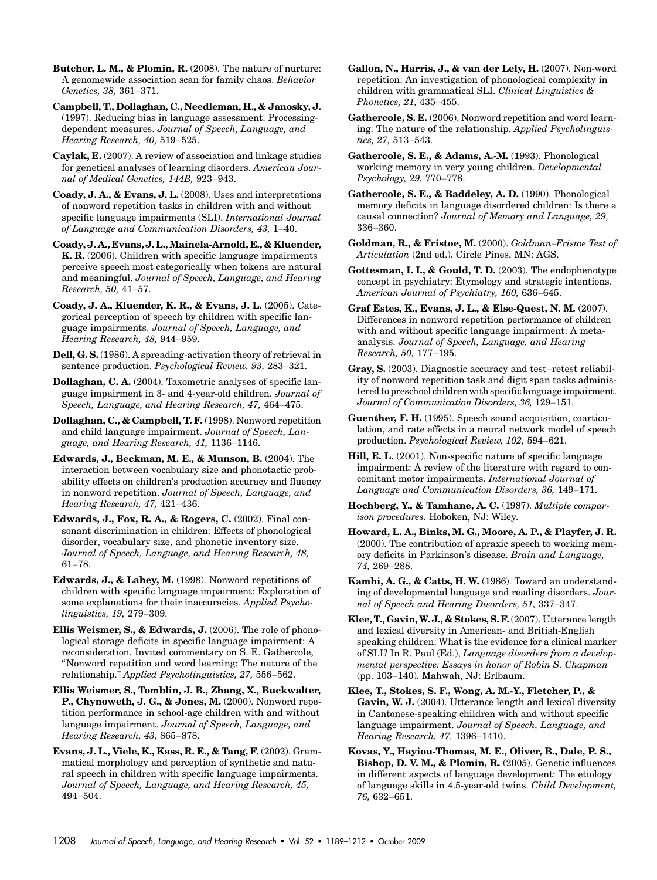**Butcher, L. M., & Plomin, R.** (2008). The nature of nurture: A genomewide association scan for family chaos. *Behavior Genetics, 38,* 361–371.

**Campbell, T., Dollaghan, C., Needleman, H., & Janosky, J.** (1997). Reducing bias in language assessment: Processing-dependent measures. *Journal of Speech, Language, and Hearing Research, 40,* 519–525.

**Caylak, E.** (2007). A review of association and linkage studies for genetical analyses of learning disorders. *American Journal of Medical Genetics, 144B,* 923–943.

**Coady, J. A., & Evans, J. L.** (2008). Uses and interpretations of nonword repetition tasks in children with and without specific language impairments (SLI). *International Journal of Language and Communication Disorders, 43,* 1–40.

**Coady, J. A., Evans, J. L., Mainela-Arnold, E., & Kluender, K. R.** (2006). Children with specific language impairments perceive speech most categorically when tokens are natural and meaningful. *Journal of Speech, Language, and Hearing Research, 50,* 41–57.

**Coady, J. A., Kluender, K. R., & Evans, J. L.** (2005). Categorical perception of speech by children with specific language impairments. *Journal of Speech, Language, and Hearing Research, 48,* 944–959.

**Dell, G. S.** (1986). A spreading-activation theory of retrieval in sentence production. *Psychological Review, 93,* 283–321.

**Dollaghan, C. A.** (2004). Taxometric analyses of specific language impairment in 3- and 4-year-old children. *Journal of Speech, Language, and Hearing Research, 47,* 464–475.

**Dollaghan, C., & Campbell, T. F.** (1998). Nonword repetition and child language impairment. *Journal of Speech, Language, and Hearing Research, 41,* 1136–1146.

**Edwards, J., Beckman, M. E., & Munson, B.** (2004). The interaction between vocabulary size and phonotactic probability effects on children's production accuracy and fluency in nonword repetition. *Journal of Speech, Language, and Hearing Research, 47,* 421–436.

**Edwards, J., Fox, R. A., & Rogers, C.** (2002). Final consonant discrimination in children: Effects of phonological disorder, vocabulary size, and phonetic inventory size. *Journal of Speech, Language, and Hearing Research, 48,* 61–78.

**Edwards, J., & Lahey, M.** (1998). Nonword repetitions of children with specific language impairment: Exploration of some explanations for their inaccuracies. *Applied Psycholinguistics, 19,* 279–309.

**Ellis Weismer, S., & Edwards, J.** (2006). The role of phonological storage deficits in specific language impairment: A reconsideration. Invited commentary on S. E. Gathercole, "Nonword repetition and word learning: The nature of the relationship." *Applied Psycholinguistics, 27,* 556–562.

**Ellis Weismer, S., Tomblin, J. B., Zhang, X., Buckwalter, P., Chynoweth, J. G., & Jones, M.** (2000). Nonword repetition performance in school-age children with and without language impairment. *Journal of Speech, Language, and Hearing Research, 43,* 865–878.

**Evans, J. L., Viele, K., Kass, R. E., & Tang, F.** (2002). Grammatical morphology and perception of synthetic and natural speech in children with specific language impairments. *Journal of Speech, Language, and Hearing Research, 45,* 494–504.

**Gallon, N., Harris, J., & van der Lely, H.** (2007). Non-word repetition: An investigation of phonological complexity in children with grammatical SLI. *Clinical Linguistics & Phonetics, 21,* 435–455.

**Gathercole, S. E.** (2006). Nonword repetition and word learning: The nature of the relationship. *Applied Psycholinguistics, 27,* 513–543.

**Gathercole, S. E., & Adams, A.-M.** (1993). Phonological working memory in very young children. *Developmental Psychology, 29,* 770–778.

**Gathercole, S. E., & Baddeley, A. D.** (1990). Phonological memory deficits in language disordered children: Is there a causal connection? *Journal of Memory and Language, 29,* 336–360.

**Goldman, R., & Fristoe, M.** (2000). *Goldman–Fristoe Test of Articulation* (2nd ed.). Circle Pines, MN: AGS.

**Gottesman, I. I., & Gould, T. D.** (2003). The endophenotype concept in psychiatry: Etymology and strategic intentions. *American Journal of Psychiatry, 160,* 636–645.

**Graf Estes, K., Evans, J. L., & Else-Quest, N. M.** (2007). Differences in nonword repetition performance of children with and without specific language impairment: A meta-analysis. *Journal of Speech, Language, and Hearing Research, 50,* 177–195.

**Gray, S.** (2003). Diagnostic accuracy and test–retest reliability of nonword repetition task and digit span tasks administered to preschool children with specific language impairment. *Journal of Communication Disorders, 36,* 129–151.

**Guenther, F. H.** (1995). Speech sound acquisition, coarticulation, and rate effects in a neural network model of speech production. *Psychological Review, 102,* 594–621.

**Hill, E. L.** (2001). Non-specific nature of specific language impairment: A review of the literature with regard to concomitant motor impairments. *International Journal of Language and Communication Disorders, 36,* 149–171.

**Hochberg, Y., & Tamhane, A. C.** (1987). *Multiple comparison procedures*. Hoboken, NJ: Wiley.

**Howard, L. A., Binks, M. G., Moore, A. P., & Playfer, J. R.** (2000). The contribution of apraxic speech to working memory deficits in Parkinson's disease. *Brain and Language, 74,* 269–288.

**Kamhi, A. G., & Catts, H. W.** (1986). Toward an understanding of developmental language and reading disorders. *Journal of Speech and Hearing Disorders, 51,* 337–347.

**Klee, T., Gavin, W. J., & Stokes, S. F.** (2007). Utterance length and lexical diversity in American- and British-English speaking children: What is the evidence for a clinical marker of SLI? In R. Paul (Ed.), *Language disorders from a developmental perspective: Essays in honor of Robin S. Chapman* (pp. 103–140). Mahwah, NJ: Erlbaum.

**Klee, T., Stokes, S. F., Wong, A. M.-Y., Fletcher, P., & Gavin, W. J.** (2004). Utterance length and lexical diversity in Cantonese-speaking children with and without specific language impairment. *Journal of Speech, Language, and Hearing Research, 47,* 1396–1410.

**Kovas, Y., Hayiou-Thomas, M. E., Oliver, B., Dale, P. S., Bishop, D. V. M., & Plomin, R.** (2005). Genetic influences in different aspects of language development: The etiology of language skills in 4.5-year-old twins. *Child Development, 76,* 632–651.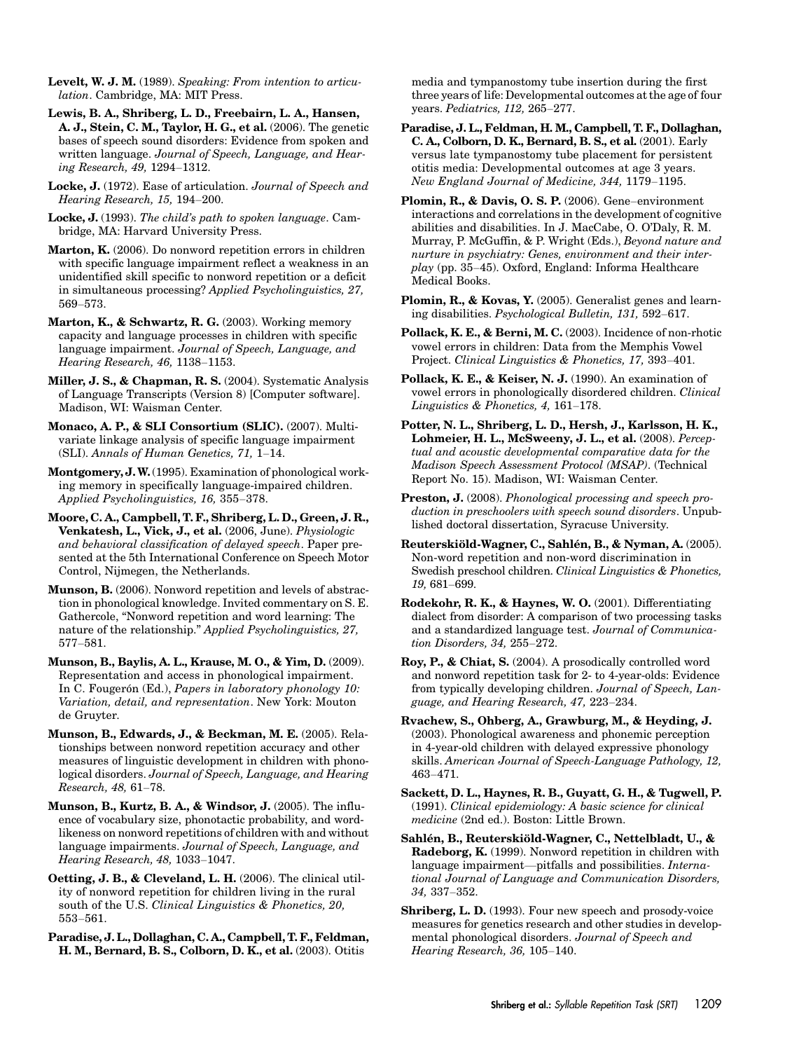**Levelt, W. J. M.** (1989). *Speaking: From intention to articulation*. Cambridge, MA: MIT Press.

**Lewis, B. A., Shriberg, L. D., Freebairn, L. A., Hansen, A. J., Stein, C. M., Taylor, H. G., et al.** (2006). The genetic bases of speech sound disorders: Evidence from spoken and written language. *Journal of Speech, Language, and Hearing Research, 49,* 1294–1312.

**Locke, J.** (1972). Ease of articulation. *Journal of Speech and Hearing Research, 15,* 194–200.

**Locke, J.** (1993). *The child's path to spoken language*. Cambridge, MA: Harvard University Press.

**Marton, K.** (2006). Do nonword repetition errors in children with specific language impairment reflect a weakness in an unidentified skill specific to nonword repetition or a deficit in simultaneous processing? *Applied Psycholinguistics, 27,* 569–573.

**Marton, K., & Schwartz, R. G.** (2003). Working memory capacity and language processes in children with specific language impairment. *Journal of Speech, Language, and Hearing Research, 46,* 1138–1153.

**Miller, J. S., & Chapman, R. S.** (2004). Systematic Analysis of Language Transcripts (Version 8) [Computer software]. Madison, WI: Waisman Center.

**Monaco, A. P., & SLI Consortium (SLIC).** (2007). Multivariate linkage analysis of specific language impairment (SLI). *Annals of Human Genetics, 71,* 1–14.

**Montgomery, J. W.** (1995). Examination of phonological working memory in specifically language-impaired children. *Applied Psycholinguistics, 16,* 355–378.

**Moore, C. A., Campbell, T. F., Shriberg, L. D., Green, J. R., Venkatesh, L., Vick, J., et al.** (2006, June). *Physiologic and behavioral classification of delayed speech*. Paper presented at the 5th International Conference on Speech Motor Control, Nijmegen, the Netherlands.

**Munson, B.** (2006). Nonword repetition and levels of abstraction in phonological knowledge. Invited commentary on S. E. Gathercole, "Nonword repetition and word learning: The nature of the relationship." *Applied Psycholinguistics, 27,* 577–581.

**Munson, B., Baylis, A. L., Krause, M. O., & Yim, D.** (2009). Representation and access in phonological impairment. In C. Fougerón (Ed.), *Papers in laboratory phonology 10: Variation, detail, and representation*. New York: Mouton de Gruyter.

**Munson, B., Edwards, J., & Beckman, M. E.** (2005). Relationships between nonword repetition accuracy and other measures of linguistic development in children with phonological disorders. *Journal of Speech, Language, and Hearing Research, 48,* 61–78.

**Munson, B., Kurtz, B. A., & Windsor, J.** (2005). The influence of vocabulary size, phonotactic probability, and wordlikeness on nonword repetitions of children with and without language impairments. *Journal of Speech, Language, and Hearing Research, 48,* 1033–1047.

**Oetting, J. B., & Cleveland, L. H.** (2006). The clinical utility of nonword repetition for children living in the rural south of the U.S. *Clinical Linguistics & Phonetics, 20,* 553–561.

**Paradise, J. L., Dollaghan, C. A., Campbell, T. F., Feldman, H. M., Bernard, B. S., Colborn, D. K., et al.** (2003). Otitis media and tympanostomy tube insertion during the first three years of life: Developmental outcomes at the age of four years. *Pediatrics, 112,* 265–277.

**Paradise, J. L., Feldman, H. M., Campbell, T. F., Dollaghan, C. A., Colborn, D. K., Bernard, B. S., et al.** (2001). Early versus late tympanostomy tube placement for persistent otitis media: Developmental outcomes at age 3 years. *New England Journal of Medicine, 344,* 1179–1195.

**Plomin, R., & Davis, O. S. P.** (2006). Gene–environment interactions and correlations in the development of cognitive abilities and disabilities. In J. MacCabe, O. O'Daly, R. M. Murray, P. McGuffin, & P. Wright (Eds.), *Beyond nature and nurture in psychiatry: Genes, environment and their interplay* (pp. 35–45). Oxford, England: Informa Healthcare Medical Books.

**Plomin, R., & Kovas, Y.** (2005). Generalist genes and learning disabilities. *Psychological Bulletin, 131,* 592–617.

**Pollack, K. E., & Berni, M. C.** (2003). Incidence of non-rhotic vowel errors in children: Data from the Memphis Vowel Project. *Clinical Linguistics & Phonetics, 17,* 393–401.

**Pollack, K. E., & Keiser, N. J.** (1990). An examination of vowel errors in phonologically disordered children. *Clinical Linguistics & Phonetics, 4,* 161–178.

**Potter, N. L., Shriberg, L. D., Hersh, J., Karlsson, H. K., Lohmeier, H. L., McSweeny, J. L., et al.** (2008). *Perceptual and acoustic developmental comparative data for the Madison Speech Assessment Protocol (MSAP)*. (Technical Report No. 15). Madison, WI: Waisman Center.

**Preston, J.** (2008). *Phonological processing and speech production in preschoolers with speech sound disorders*. Unpublished doctoral dissertation, Syracuse University.

**Reuterskiöld-Wagner, C., Sahlén, B., & Nyman, A.** (2005). Non-word repetition and non-word discrimination in Swedish preschool children. *Clinical Linguistics & Phonetics, 19,* 681–699.

**Rodekohr, R. K., & Haynes, W. O.** (2001). Differentiating dialect from disorder: A comparison of two processing tasks and a standardized language test. *Journal of Communication Disorders, 34,* 255–272.

**Roy, P., & Chiat, S.** (2004). A prosodically controlled word and nonword repetition task for 2- to 4-year-olds: Evidence from typically developing children. *Journal of Speech, Language, and Hearing Research, 47,* 223–234.

**Rvachew, S., Ohberg, A., Grawburg, M., & Heyding, J.** (2003). Phonological awareness and phonemic perception in 4-year-old children with delayed expressive phonology skills. *American Journal of Speech-Language Pathology, 12,* 463–471.

**Sackett, D. L., Haynes, R. B., Guyatt, G. H., & Tugwell, P.** (1991). *Clinical epidemiology: A basic science for clinical medicine* (2nd ed.). Boston: Little Brown.

**Sahlén, B., Reuterskiöld-Wagner, C., Nettelbladt, U., & Radeborg, K.** (1999). Nonword repetition in children with language impairment—pitfalls and possibilities. *International Journal of Language and Communication Disorders, 34,* 337–352.

**Shriberg, L. D.** (1993). Four new speech and prosody-voice measures for genetics research and other studies in developmental phonological disorders. *Journal of Speech and Hearing Research, 36,* 105–140.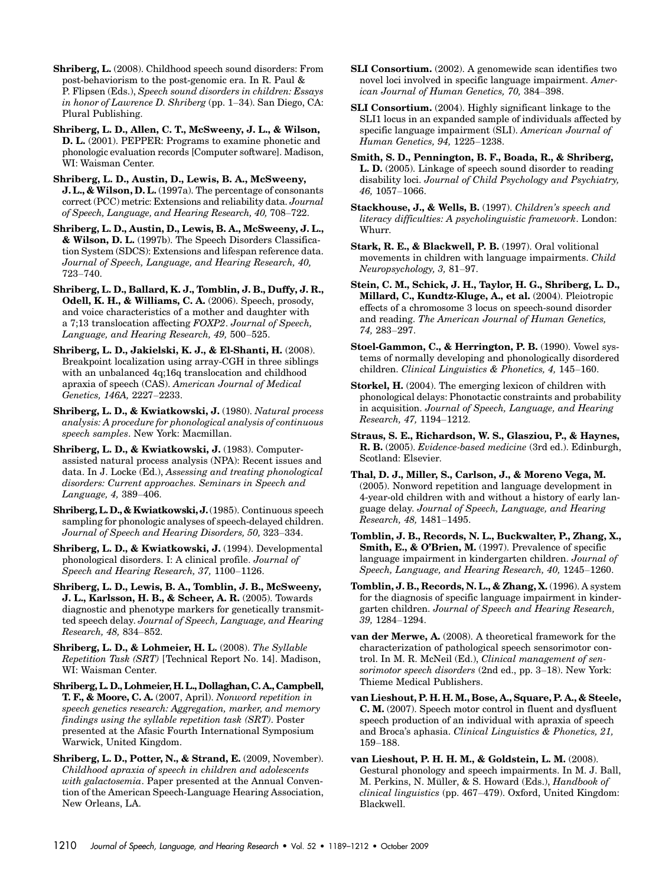**Shriberg, L.** (2008). Childhood speech sound disorders: From post-behaviorism to the post-genomic era. In R. Paul & P. Flipsen (Eds.), *Speech sound disorders in children: Essays in honor of Lawrence D. Shriberg* (pp. 1–34). San Diego, CA: Plural Publishing.

**Shriberg, L. D., Allen, C. T., McSweeny, J. L., & Wilson, D. L.** (2001). PEPPER: Programs to examine phonetic and phonologic evaluation records [Computer software]. Madison, WI: Waisman Center.

**Shriberg, L. D., Austin, D., Lewis, B. A., McSweeny, J. L., & Wilson, D. L.** (1997a). The percentage of consonants correct (PCC) metric: Extensions and reliability data. *Journal of Speech, Language, and Hearing Research, 40,* 708–722.

**Shriberg, L. D., Austin, D., Lewis, B. A., McSweeny, J. L., & Wilson, D. L.** (1997b). The Speech Disorders Classification System (SDCS): Extensions and lifespan reference data. *Journal of Speech, Language, and Hearing Research, 40,* 723–740.

**Shriberg, L. D., Ballard, K. J., Tomblin, J. B., Duffy, J. R., Odell, K. H., & Williams, C. A.** (2006). Speech, prosody, and voice characteristics of a mother and daughter with a 7;13 translocation affecting *FOXP2*. *Journal of Speech, Language, and Hearing Research, 49,* 500–525.

**Shriberg, L. D., Jakielski, K. J., & El-Shanti, H.** (2008). Breakpoint localization using array-CGH in three siblings with an unbalanced 4q;16q translocation and childhood apraxia of speech (CAS). *American Journal of Medical Genetics, 146A,* 2227–2233.

**Shriberg, L. D., & Kwiatkowski, J.** (1980). *Natural process analysis: A procedure for phonological analysis of continuous speech samples*. New York: Macmillan.

**Shriberg, L. D., & Kwiatkowski, J.** (1983). Computer-assisted natural process analysis (NPA): Recent issues and data. In J. Locke (Ed.), *Assessing and treating phonological disorders: Current approaches. Seminars in Speech and Language, 4,* 389–406.

**Shriberg, L. D., & Kwiatkowski, J.** (1985). Continuous speech sampling for phonologic analyses of speech-delayed children. *Journal of Speech and Hearing Disorders, 50,* 323–334.

**Shriberg, L. D., & Kwiatkowski, J.** (1994). Developmental phonological disorders. I: A clinical profile. *Journal of Speech and Hearing Research, 37,* 1100–1126.

**Shriberg, L. D., Lewis, B. A., Tomblin, J. B., McSweeny, J. L., Karlsson, H. B., & Scheer, A. R.** (2005). Towards diagnostic and phenotype markers for genetically transmitted speech delay. *Journal of Speech, Language, and Hearing Research, 48,* 834–852.

**Shriberg, L. D., & Lohmeier, H. L.** (2008). *The Syllable Repetition Task (SRT)* [Technical Report No. 14]. Madison, WI: Waisman Center.

**Shriberg, L. D., Lohmeier, H. L., Dollaghan, C. A., Campbell, T. F., & Moore, C. A.** (2007, April). *Nonword repetition in speech genetics research: Aggregation, marker, and memory findings using the syllable repetition task (SRT)*. Poster presented at the Afasic Fourth International Symposium Warwick, United Kingdom.

**Shriberg, L. D., Potter, N., & Strand, E.** (2009, November). *Childhood apraxia of speech in children and adolescents with galactosemia*. Paper presented at the Annual Convention of the American Speech-Language Hearing Association, New Orleans, LA.

**SLI Consortium.** (2002). A genomewide scan identifies two novel loci involved in specific language impairment. *American Journal of Human Genetics, 70,* 384–398.

**SLI Consortium.** (2004). Highly significant linkage to the SLI1 locus in an expanded sample of individuals affected by specific language impairment (SLI). *American Journal of Human Genetics, 94,* 1225–1238.

**Smith, S. D., Pennington, B. F., Boada, R., & Shriberg, L. D.** (2005). Linkage of speech sound disorder to reading disability loci. *Journal of Child Psychology and Psychiatry, 46,* 1057–1066.

**Stackhouse, J., & Wells, B.** (1997). *Children's speech and literacy difficulties: A psycholinguistic framework*. London: Whurr.

**Stark, R. E., & Blackwell, P. B.** (1997). Oral volitional movements in children with language impairments. *Child Neuropsychology, 3,* 81–97.

**Stein, C. M., Schick, J. H., Taylor, H. G., Shriberg, L. D., Millard, C., Kundtz-Kluge, A., et al.** (2004). Pleiotropic effects of a chromosome 3 locus on speech-sound disorder and reading. *The American Journal of Human Genetics, 74,* 283–297.

**Stoel-Gammon, C., & Herrington, P. B.** (1990). Vowel systems of normally developing and phonologically disordered children. *Clinical Linguistics & Phonetics, 4,* 145–160.

**Storkel, H.** (2004). The emerging lexicon of children with phonological delays: Phonotactic constraints and probability in acquisition. *Journal of Speech, Language, and Hearing Research, 47,* 1194–1212.

**Straus, S. E., Richardson, W. S., Glasziou, P., & Haynes, R. B.** (2005). *Evidence-based medicine* (3rd ed.). Edinburgh, Scotland: Elsevier.

**Thal, D. J., Miller, S., Carlson, J., & Moreno Vega, M.** (2005). Nonword repetition and language development in 4-year-old children with and without a history of early language delay. *Journal of Speech, Language, and Hearing Research, 48,* 1481–1495.

**Tomblin, J. B., Records, N. L., Buckwalter, P., Zhang, X., Smith, E., & O'Brien, M.** (1997). Prevalence of specific language impairment in kindergarten children. *Journal of Speech, Language, and Hearing Research, 40,* 1245–1260.

**Tomblin, J. B., Records, N. L., & Zhang, X.** (1996). A system for the diagnosis of specific language impairment in kindergarten children. *Journal of Speech and Hearing Research, 39,* 1284–1294.

**van der Merwe, A.** (2008). A theoretical framework for the characterization of pathological speech sensorimotor control. In M. R. McNeil (Ed.), *Clinical management of sensorimotor speech disorders* (2nd ed., pp. 3–18). New York: Thieme Medical Publishers.

**van Lieshout, P. H. H. M., Bose, A., Square, P. A., & Steele, C. M.** (2007). Speech motor control in fluent and dysfluent speech production of an individual with apraxia of speech and Broca's aphasia. *Clinical Linguistics & Phonetics, 21,* 159–188.

**van Lieshout, P. H. H. M., & Goldstein, L. M.** (2008). Gestural phonology and speech impairments. In M. J. Ball, M. Perkins, N. Müller, & S. Howard (Eds.), *Handbook of clinical linguistics* (pp. 467–479). Oxford, United Kingdom: Blackwell.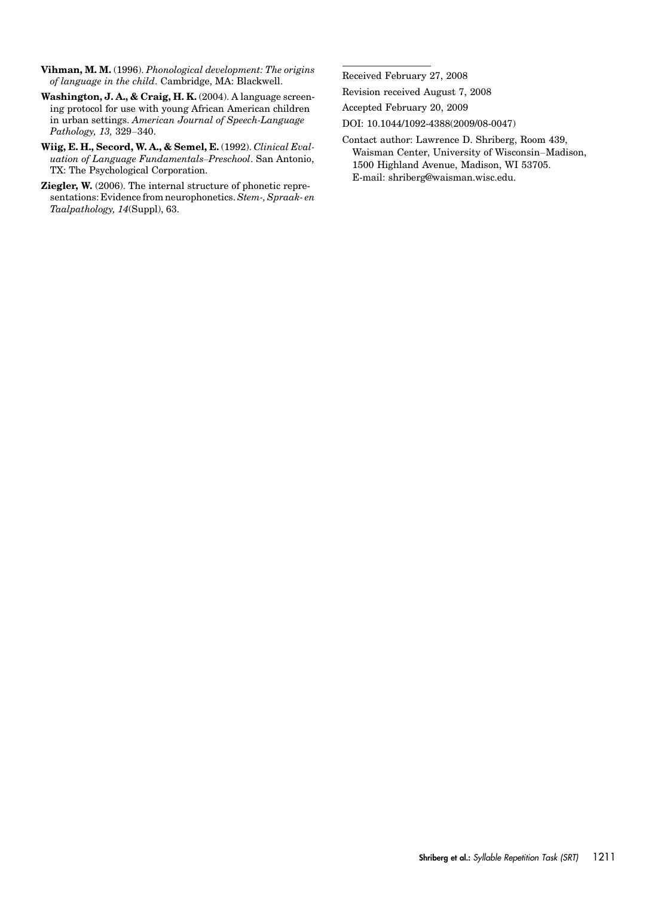**Vihman, M. M.** (1996). *Phonological development: The origins of language in the child*. Cambridge, MA: Blackwell.

**Washington, J. A., & Craig, H. K.** (2004). A language screening protocol for use with young African American children in urban settings. *American Journal of Speech-Language Pathology, 13,* 329–340.

**Wiig, E. H., Secord, W. A., & Semel, E.** (1992). *Clinical Evaluation of Language Fundamentals–Preschool*. San Antonio, TX: The Psychological Corporation.

**Ziegler, W.** (2006). The internal structure of phonetic representations: Evidence from neurophonetics. *Stem-, Spraak- en Taalpathology, 14*(Suppl), 63.

---

Received February 27, 2008

Revision received August 7, 2008

Accepted February 20, 2009

DOI: 10.1044/1092-4388(2009/08-0047)

Contact author: Lawrence D. Shriberg, Room 439, Waisman Center, University of Wisconsin–Madison, 1500 Highland Avenue, Madison, WI 53705. E-mail: shriberg@waisman.wisc.edu.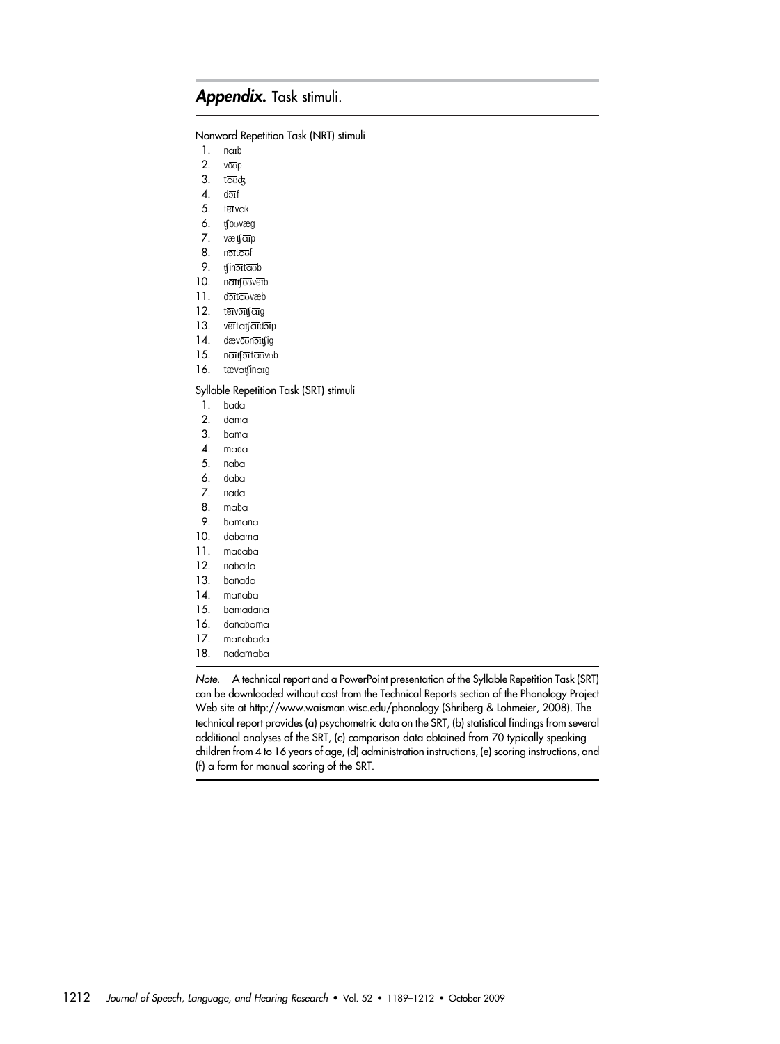## *Appendix.* Task stimuli.

Nonword Repetition Task (NRT) stimuli

1. naɪb
2. voʊp
3. taʊdʒ
4. dɔɪf
5. teɪvak
6. tʃoʊvæg
7. vætʃaɪp
8. nɔɪtaʊf
9. tʃinɔɪtaʊb
10. naɪtʃoʊveɪb
11. dɔɪtaʊvæb
12. teɪvɔɪtʃaɪg
13. veɪtatʃaɪdɔɪp
14. dævoʊnɔɪtʃig
15. naɪtʃɔɪtaʊvub
16. tævatʃinaɪg

Syllable Repetition Task (SRT) stimuli

1. bada
2. dama
3. bama
4. mada
5. naba
6. daba
7. nada
8. maba
9. bamana
10. dabama
11. madaba
12. nabada
13. banada
14. manaba
15. bamadana
16. danabama
17. manabada
18. nadamaba

*Note.* A technical report and a PowerPoint presentation of the Syllable Repetition Task (SRT) can be downloaded without cost from the Technical Reports section of the Phonology Project Web site at http://www.waisman.wisc.edu/phonology (Shriberg & Lohmeier, 2008). The technical report provides (a) psychometric data on the SRT, (b) statistical findings from several additional analyses of the SRT, (c) comparison data obtained from 70 typically speaking children from 4 to 16 years of age, (d) administration instructions, (e) scoring instructions, and (f) a form for manual scoring of the SRT.